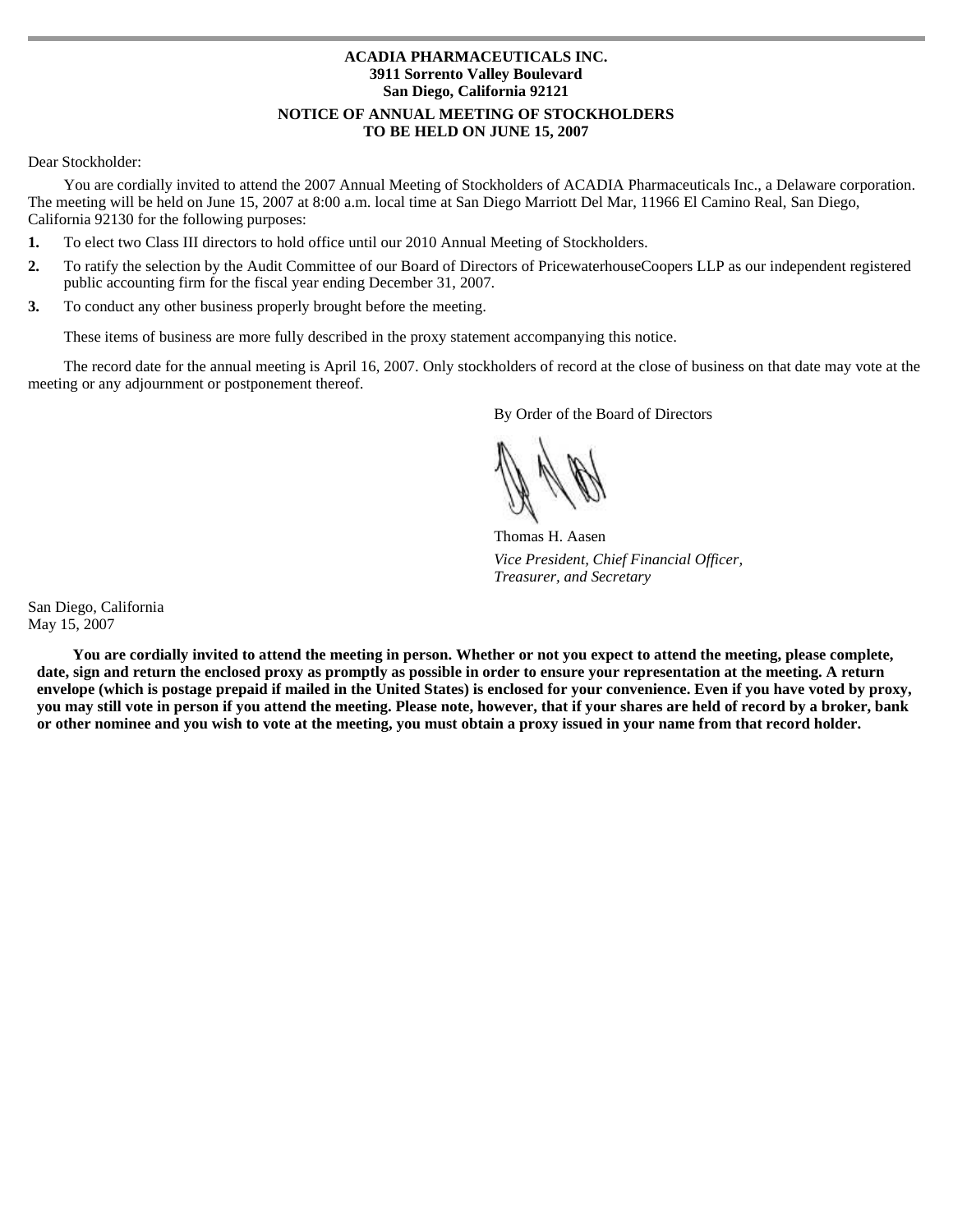**ACADIA PHARMACEUTICALS INC.**
**3911 Sorrento Valley Boulevard**
**San Diego, California 92121**

**NOTICE OF ANNUAL MEETING OF STOCKHOLDERS**
**TO BE HELD ON JUNE 15, 2007**

Dear Stockholder:

You are cordially invited to attend the 2007 Annual Meeting of Stockholders of ACADIA Pharmaceuticals Inc., a Delaware corporation. The meeting will be held on June 15, 2007 at 8:00 a.m. local time at San Diego Marriott Del Mar, 11966 El Camino Real, San Diego, California 92130 for the following purposes:

1. To elect two Class III directors to hold office until our 2010 Annual Meeting of Stockholders.
2. To ratify the selection by the Audit Committee of our Board of Directors of PricewaterhouseCoopers LLP as our independent registered public accounting firm for the fiscal year ending December 31, 2007.
3. To conduct any other business properly brought before the meeting.

These items of business are more fully described in the proxy statement accompanying this notice.

The record date for the annual meeting is April 16, 2007. Only stockholders of record at the close of business on that date may vote at the meeting or any adjournment or postponement thereof.

By Order of the Board of Directors

Thomas H. Aasen
*Vice President, Chief Financial Officer,*
*Treasurer, and Secretary*

San Diego, California
May 15, 2007

**You are cordially invited to attend the meeting in person. Whether or not you expect to attend the meeting, please complete, date, sign and return the enclosed proxy as promptly as possible in order to ensure your representation at the meeting. A return envelope (which is postage prepaid if mailed in the United States) is enclosed for your convenience. Even if you have voted by proxy, you may still vote in person if you attend the meeting. Please note, however, that if your shares are held of record by a broker, bank or other nominee and you wish to vote at the meeting, you must obtain a proxy issued in your name from that record holder.**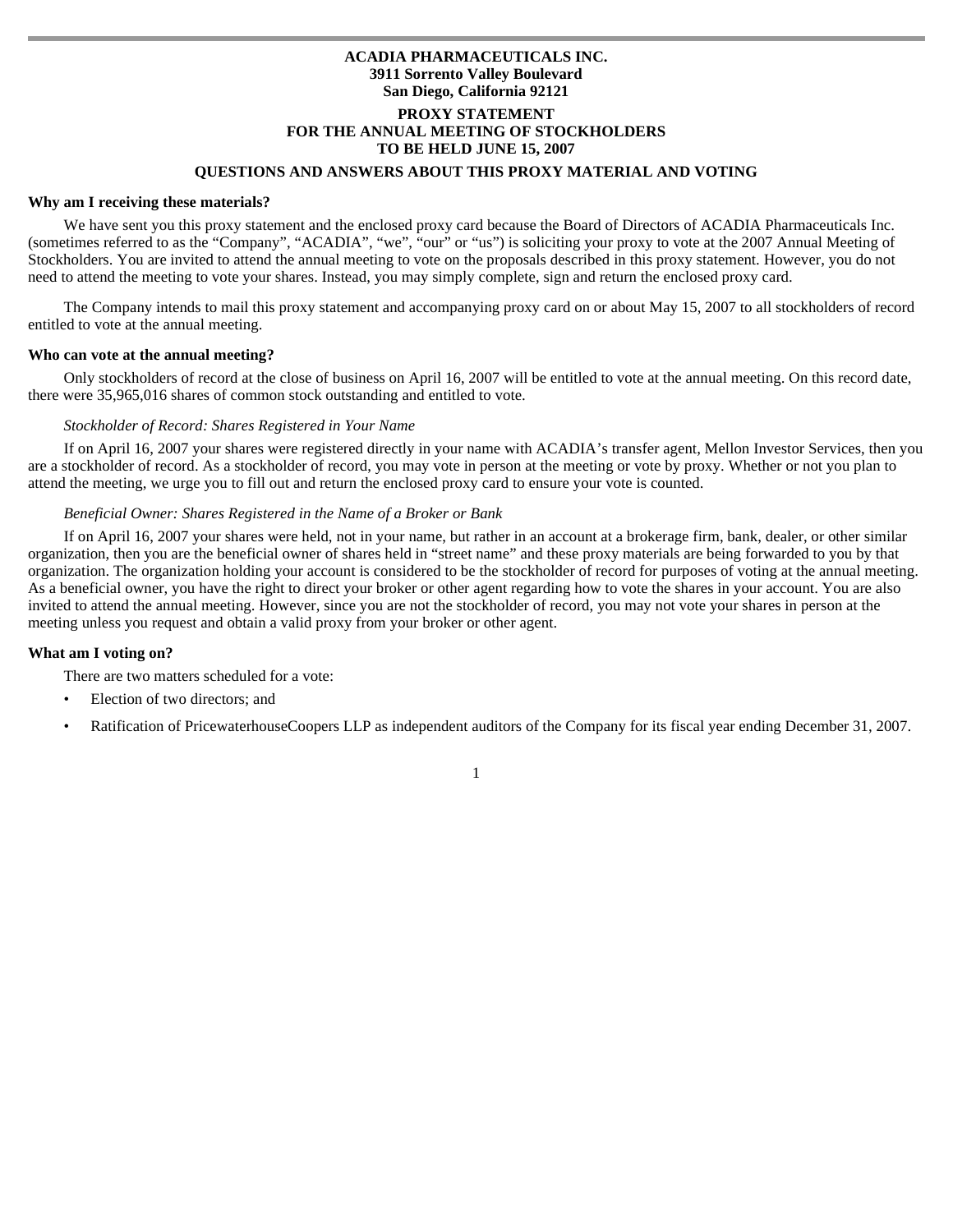**ACADIA PHARMACEUTICALS INC.**
**3911 Sorrento Valley Boulevard**
**San Diego, California 92121**

**PROXY STATEMENT**
**FOR THE ANNUAL MEETING OF STOCKHOLDERS**
**TO BE HELD JUNE 15, 2007**

## QUESTIONS AND ANSWERS ABOUT THIS PROXY MATERIAL AND VOTING

**Why am I receiving these materials?**

We have sent you this proxy statement and the enclosed proxy card because the Board of Directors of ACADIA Pharmaceuticals Inc. (sometimes referred to as the "Company", "ACADIA", "we", "our" or "us") is soliciting your proxy to vote at the 2007 Annual Meeting of Stockholders. You are invited to attend the annual meeting to vote on the proposals described in this proxy statement. However, you do not need to attend the meeting to vote your shares. Instead, you may simply complete, sign and return the enclosed proxy card.

The Company intends to mail this proxy statement and accompanying proxy card on or about May 15, 2007 to all stockholders of record entitled to vote at the annual meeting.

**Who can vote at the annual meeting?**

Only stockholders of record at the close of business on April 16, 2007 will be entitled to vote at the annual meeting. On this record date, there were 35,965,016 shares of common stock outstanding and entitled to vote.

*Stockholder of Record: Shares Registered in Your Name*

If on April 16, 2007 your shares were registered directly in your name with ACADIA's transfer agent, Mellon Investor Services, then you are a stockholder of record. As a stockholder of record, you may vote in person at the meeting or vote by proxy. Whether or not you plan to attend the meeting, we urge you to fill out and return the enclosed proxy card to ensure your vote is counted.

*Beneficial Owner: Shares Registered in the Name of a Broker or Bank*

If on April 16, 2007 your shares were held, not in your name, but rather in an account at a brokerage firm, bank, dealer, or other similar organization, then you are the beneficial owner of shares held in "street name" and these proxy materials are being forwarded to you by that organization. The organization holding your account is considered to be the stockholder of record for purposes of voting at the annual meeting. As a beneficial owner, you have the right to direct your broker or other agent regarding how to vote the shares in your account. You are also invited to attend the annual meeting. However, since you are not the stockholder of record, you may not vote your shares in person at the meeting unless you request and obtain a valid proxy from your broker or other agent.

**What am I voting on?**

There are two matters scheduled for a vote:

- Election of two directors; and
- Ratification of PricewaterhouseCoopers LLP as independent auditors of the Company for its fiscal year ending December 31, 2007.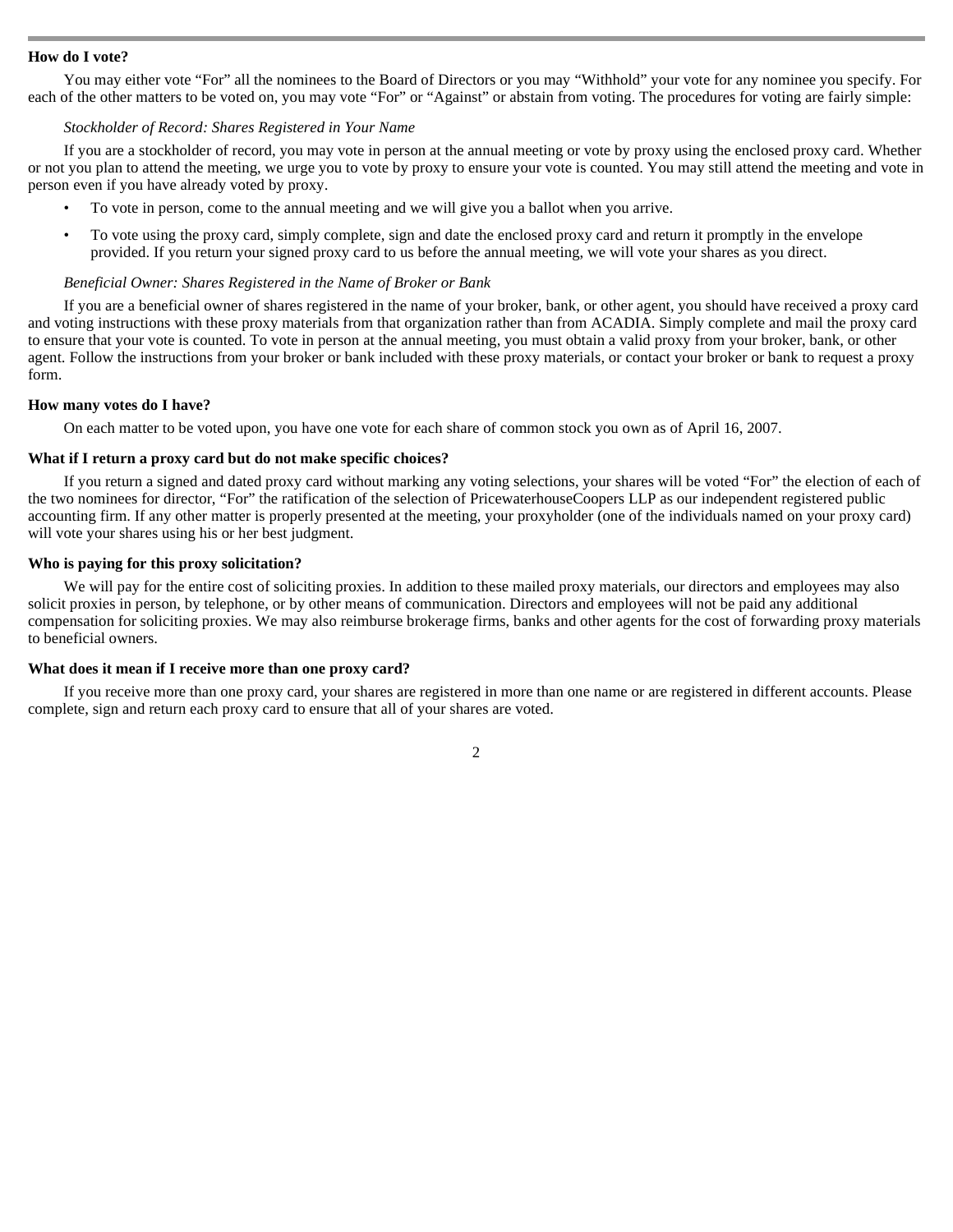**How do I vote?**

You may either vote “For” all the nominees to the Board of Directors or you may “Withhold” your vote for any nominee you specify. For each of the other matters to be voted on, you may vote “For” or “Against” or abstain from voting. The procedures for voting are fairly simple:

*Stockholder of Record: Shares Registered in Your Name*

If you are a stockholder of record, you may vote in person at the annual meeting or vote by proxy using the enclosed proxy card. Whether or not you plan to attend the meeting, we urge you to vote by proxy to ensure your vote is counted. You may still attend the meeting and vote in person even if you have already voted by proxy.

- To vote in person, come to the annual meeting and we will give you a ballot when you arrive.
- To vote using the proxy card, simply complete, sign and date the enclosed proxy card and return it promptly in the envelope provided. If you return your signed proxy card to us before the annual meeting, we will vote your shares as you direct.

*Beneficial Owner: Shares Registered in the Name of Broker or Bank*

If you are a beneficial owner of shares registered in the name of your broker, bank, or other agent, you should have received a proxy card and voting instructions with these proxy materials from that organization rather than from ACADIA. Simply complete and mail the proxy card to ensure that your vote is counted. To vote in person at the annual meeting, you must obtain a valid proxy from your broker, bank, or other agent. Follow the instructions from your broker or bank included with these proxy materials, or contact your broker or bank to request a proxy form.

**How many votes do I have?**

On each matter to be voted upon, you have one vote for each share of common stock you own as of April 16, 2007.

**What if I return a proxy card but do not make specific choices?**

If you return a signed and dated proxy card without marking any voting selections, your shares will be voted “For” the election of each of the two nominees for director, “For” the ratification of the selection of PricewaterhouseCoopers LLP as our independent registered public accounting firm. If any other matter is properly presented at the meeting, your proxyholder (one of the individuals named on your proxy card) will vote your shares using his or her best judgment.

**Who is paying for this proxy solicitation?**

We will pay for the entire cost of soliciting proxies. In addition to these mailed proxy materials, our directors and employees may also solicit proxies in person, by telephone, or by other means of communication. Directors and employees will not be paid any additional compensation for soliciting proxies. We may also reimburse brokerage firms, banks and other agents for the cost of forwarding proxy materials to beneficial owners.

**What does it mean if I receive more than one proxy card?**

If you receive more than one proxy card, your shares are registered in more than one name or are registered in different accounts. Please complete, sign and return each proxy card to ensure that all of your shares are voted.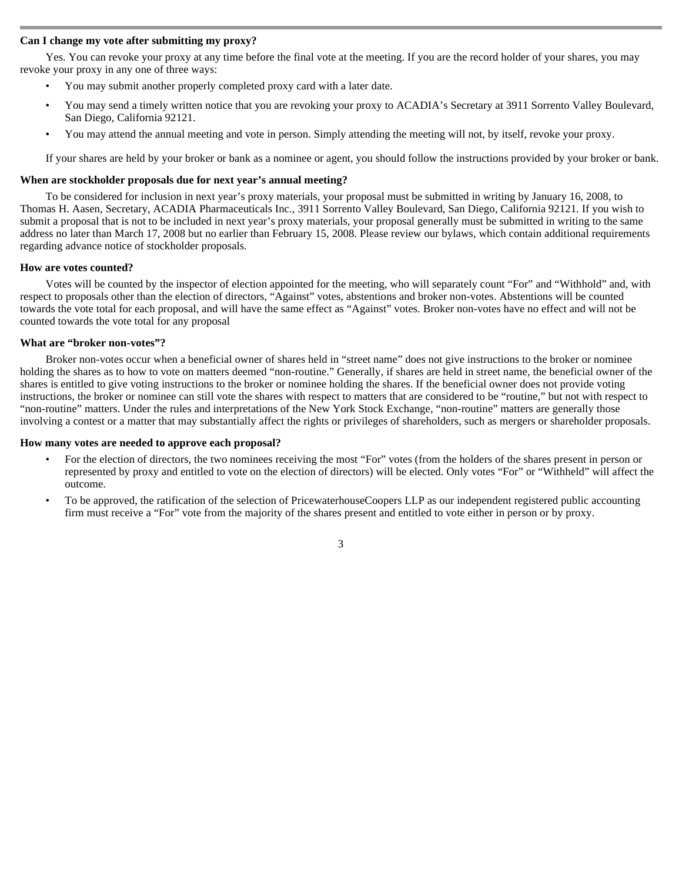**Can I change my vote after submitting my proxy?**

Yes. You can revoke your proxy at any time before the final vote at the meeting. If you are the record holder of your shares, you may revoke your proxy in any one of three ways:

- You may submit another properly completed proxy card with a later date.
- You may send a timely written notice that you are revoking your proxy to ACADIA's Secretary at 3911 Sorrento Valley Boulevard, San Diego, California 92121.
- You may attend the annual meeting and vote in person. Simply attending the meeting will not, by itself, revoke your proxy.

If your shares are held by your broker or bank as a nominee or agent, you should follow the instructions provided by your broker or bank.

**When are stockholder proposals due for next year's annual meeting?**

To be considered for inclusion in next year's proxy materials, your proposal must be submitted in writing by January 16, 2008, to Thomas H. Aasen, Secretary, ACADIA Pharmaceuticals Inc., 3911 Sorrento Valley Boulevard, San Diego, California 92121. If you wish to submit a proposal that is not to be included in next year's proxy materials, your proposal generally must be submitted in writing to the same address no later than March 17, 2008 but no earlier than February 15, 2008. Please review our bylaws, which contain additional requirements regarding advance notice of stockholder proposals.

**How are votes counted?**

Votes will be counted by the inspector of election appointed for the meeting, who will separately count "For" and "Withhold" and, with respect to proposals other than the election of directors, "Against" votes, abstentions and broker non-votes. Abstentions will be counted towards the vote total for each proposal, and will have the same effect as "Against" votes. Broker non-votes have no effect and will not be counted towards the vote total for any proposal

**What are "broker non-votes"?**

Broker non-votes occur when a beneficial owner of shares held in "street name" does not give instructions to the broker or nominee holding the shares as to how to vote on matters deemed "non-routine." Generally, if shares are held in street name, the beneficial owner of the shares is entitled to give voting instructions to the broker or nominee holding the shares. If the beneficial owner does not provide voting instructions, the broker or nominee can still vote the shares with respect to matters that are considered to be "routine," but not with respect to "non-routine" matters. Under the rules and interpretations of the New York Stock Exchange, "non-routine" matters are generally those involving a contest or a matter that may substantially affect the rights or privileges of shareholders, such as mergers or shareholder proposals.

**How many votes are needed to approve each proposal?**

- For the election of directors, the two nominees receiving the most "For" votes (from the holders of the shares present in person or represented by proxy and entitled to vote on the election of directors) will be elected. Only votes "For" or "Withheld" will affect the outcome.
- To be approved, the ratification of the selection of PricewaterhouseCoopers LLP as our independent registered public accounting firm must receive a "For" vote from the majority of the shares present and entitled to vote either in person or by proxy.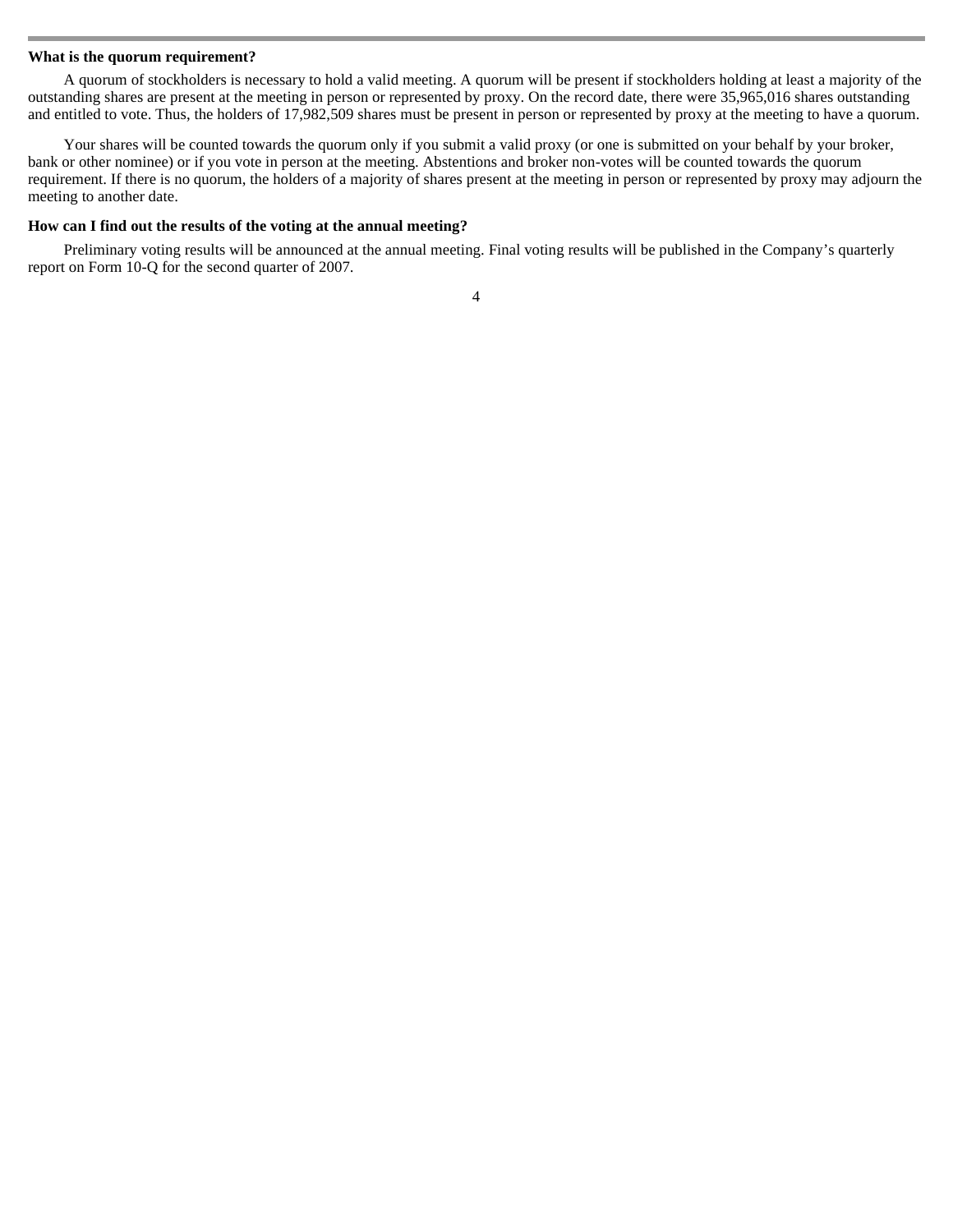**What is the quorum requirement?**

A quorum of stockholders is necessary to hold a valid meeting. A quorum will be present if stockholders holding at least a majority of the outstanding shares are present at the meeting in person or represented by proxy. On the record date, there were 35,965,016 shares outstanding and entitled to vote. Thus, the holders of 17,982,509 shares must be present in person or represented by proxy at the meeting to have a quorum.

Your shares will be counted towards the quorum only if you submit a valid proxy (or one is submitted on your behalf by your broker, bank or other nominee) or if you vote in person at the meeting. Abstentions and broker non-votes will be counted towards the quorum requirement. If there is no quorum, the holders of a majority of shares present at the meeting in person or represented by proxy may adjourn the meeting to another date.

**How can I find out the results of the voting at the annual meeting?**

Preliminary voting results will be announced at the annual meeting. Final voting results will be published in the Company's quarterly report on Form 10-Q for the second quarter of 2007.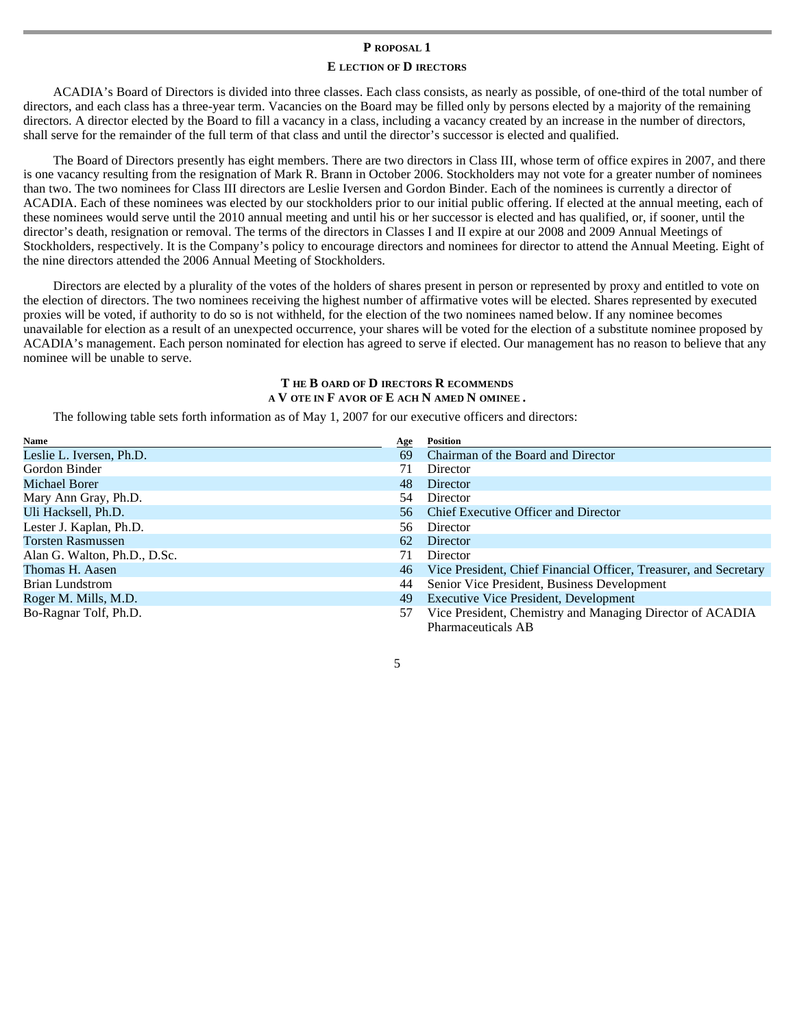## PROPOSAL 1

### ELECTION OF DIRECTORS

ACADIA's Board of Directors is divided into three classes. Each class consists, as nearly as possible, of one-third of the total number of directors, and each class has a three-year term. Vacancies on the Board may be filled only by persons elected by a majority of the remaining directors. A director elected by the Board to fill a vacancy in a class, including a vacancy created by an increase in the number of directors, shall serve for the remainder of the full term of that class and until the director's successor is elected and qualified.

The Board of Directors presently has eight members. There are two directors in Class III, whose term of office expires in 2007, and there is one vacancy resulting from the resignation of Mark R. Brann in October 2006. Stockholders may not vote for a greater number of nominees than two. The two nominees for Class III directors are Leslie Iversen and Gordon Binder. Each of the nominees is currently a director of ACADIA. Each of these nominees was elected by our stockholders prior to our initial public offering. If elected at the annual meeting, each of these nominees would serve until the 2010 annual meeting and until his or her successor is elected and has qualified, or, if sooner, until the director's death, resignation or removal. The terms of the directors in Classes I and II expire at our 2008 and 2009 Annual Meetings of Stockholders, respectively. It is the Company's policy to encourage directors and nominees for director to attend the Annual Meeting. Eight of the nine directors attended the 2006 Annual Meeting of Stockholders.

Directors are elected by a plurality of the votes of the holders of shares present in person or represented by proxy and entitled to vote on the election of directors. The two nominees receiving the highest number of affirmative votes will be elected. Shares represented by executed proxies will be voted, if authority to do so is not withheld, for the election of the two nominees named below. If any nominee becomes unavailable for election as a result of an unexpected occurrence, your shares will be voted for the election of a substitute nominee proposed by ACADIA's management. Each person nominated for election has agreed to serve if elected. Our management has no reason to believe that any nominee will be unable to serve.

**THE BOARD OF DIRECTORS RECOMMENDS A VOTE IN FAVOR OF EACH NAMED NOMINEE.**

The following table sets forth information as of May 1, 2007 for our executive officers and directors:

| Name | Age | Position |
|---|---|---|
| Leslie L. Iversen, Ph.D. | 69 | Chairman of the Board and Director |
| Gordon Binder | 71 | Director |
| Michael Borer | 48 | Director |
| Mary Ann Gray, Ph.D. | 54 | Director |
| Uli Hacksell, Ph.D. | 56 | Chief Executive Officer and Director |
| Lester J. Kaplan, Ph.D. | 56 | Director |
| Torsten Rasmussen | 62 | Director |
| Alan G. Walton, Ph.D., D.Sc. | 71 | Director |
| Thomas H. Aasen | 46 | Vice President, Chief Financial Officer, Treasurer, and Secretary |
| Brian Lundstrom | 44 | Senior Vice President, Business Development |
| Roger M. Mills, M.D. | 49 | Executive Vice President, Development |
| Bo-Ragnar Tolf, Ph.D. | 57 | Vice President, Chemistry and Managing Director of ACADIA Pharmaceuticals AB |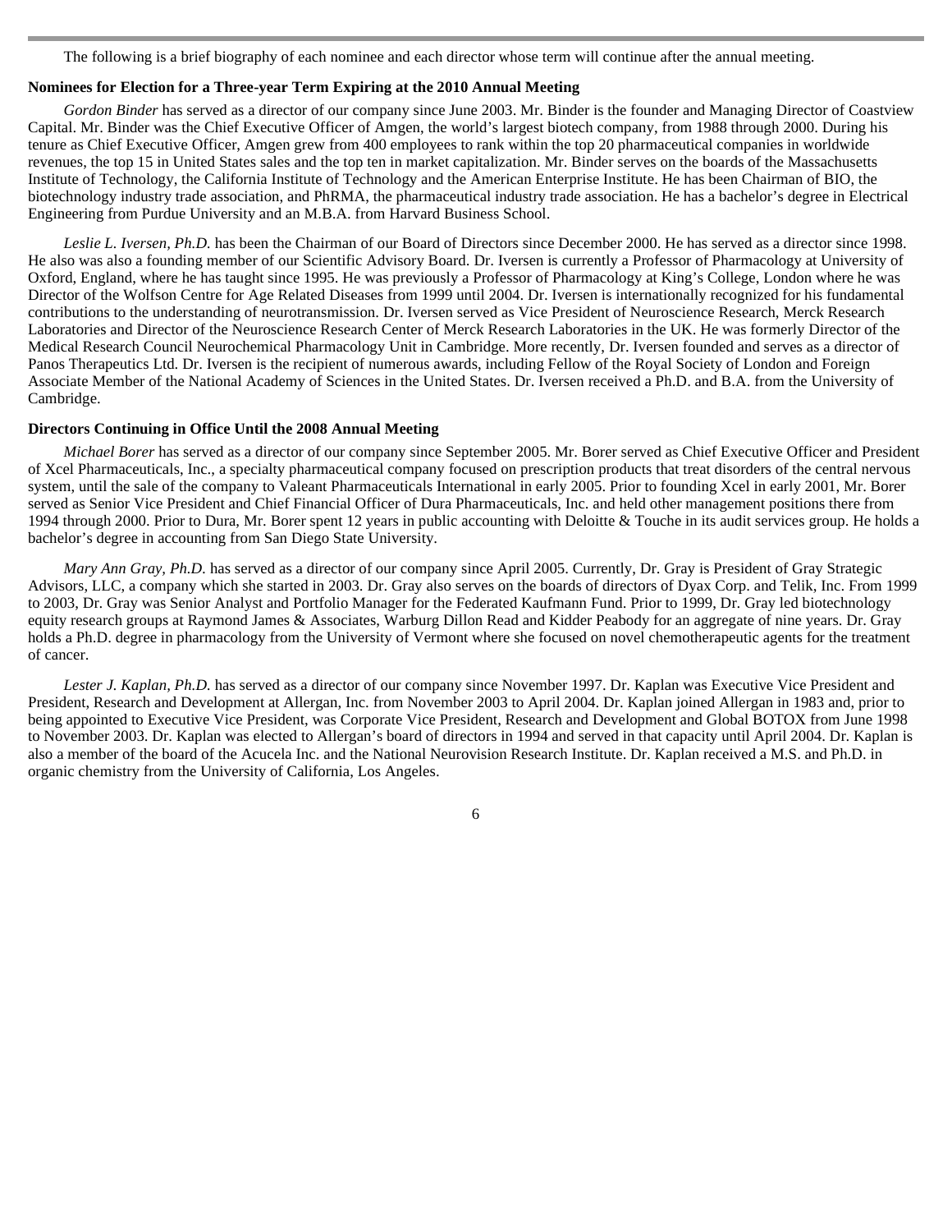The following is a brief biography of each nominee and each director whose term will continue after the annual meeting.

**Nominees for Election for a Three-year Term Expiring at the 2010 Annual Meeting**

*Gordon Binder* has served as a director of our company since June 2003. Mr. Binder is the founder and Managing Director of Coastview Capital. Mr. Binder was the Chief Executive Officer of Amgen, the world's largest biotech company, from 1988 through 2000. During his tenure as Chief Executive Officer, Amgen grew from 400 employees to rank within the top 20 pharmaceutical companies in worldwide revenues, the top 15 in United States sales and the top ten in market capitalization. Mr. Binder serves on the boards of the Massachusetts Institute of Technology, the California Institute of Technology and the American Enterprise Institute. He has been Chairman of BIO, the biotechnology industry trade association, and PhRMA, the pharmaceutical industry trade association. He has a bachelor's degree in Electrical Engineering from Purdue University and an M.B.A. from Harvard Business School.

*Leslie L. Iversen, Ph.D.* has been the Chairman of our Board of Directors since December 2000. He has served as a director since 1998. He also was also a founding member of our Scientific Advisory Board. Dr. Iversen is currently a Professor of Pharmacology at University of Oxford, England, where he has taught since 1995. He was previously a Professor of Pharmacology at King's College, London where he was Director of the Wolfson Centre for Age Related Diseases from 1999 until 2004. Dr. Iversen is internationally recognized for his fundamental contributions to the understanding of neurotransmission. Dr. Iversen served as Vice President of Neuroscience Research, Merck Research Laboratories and Director of the Neuroscience Research Center of Merck Research Laboratories in the UK. He was formerly Director of the Medical Research Council Neurochemical Pharmacology Unit in Cambridge. More recently, Dr. Iversen founded and serves as a director of Panos Therapeutics Ltd. Dr. Iversen is the recipient of numerous awards, including Fellow of the Royal Society of London and Foreign Associate Member of the National Academy of Sciences in the United States. Dr. Iversen received a Ph.D. and B.A. from the University of Cambridge.

**Directors Continuing in Office Until the 2008 Annual Meeting**

*Michael Borer* has served as a director of our company since September 2005. Mr. Borer served as Chief Executive Officer and President of Xcel Pharmaceuticals, Inc., a specialty pharmaceutical company focused on prescription products that treat disorders of the central nervous system, until the sale of the company to Valeant Pharmaceuticals International in early 2005. Prior to founding Xcel in early 2001, Mr. Borer served as Senior Vice President and Chief Financial Officer of Dura Pharmaceuticals, Inc. and held other management positions there from 1994 through 2000. Prior to Dura, Mr. Borer spent 12 years in public accounting with Deloitte & Touche in its audit services group. He holds a bachelor's degree in accounting from San Diego State University.

*Mary Ann Gray, Ph.D.* has served as a director of our company since April 2005. Currently, Dr. Gray is President of Gray Strategic Advisors, LLC, a company which she started in 2003. Dr. Gray also serves on the boards of directors of Dyax Corp. and Telik, Inc. From 1999 to 2003, Dr. Gray was Senior Analyst and Portfolio Manager for the Federated Kaufmann Fund. Prior to 1999, Dr. Gray led biotechnology equity research groups at Raymond James & Associates, Warburg Dillon Read and Kidder Peabody for an aggregate of nine years. Dr. Gray holds a Ph.D. degree in pharmacology from the University of Vermont where she focused on novel chemotherapeutic agents for the treatment of cancer.

*Lester J. Kaplan, Ph.D.* has served as a director of our company since November 1997. Dr. Kaplan was Executive Vice President and President, Research and Development at Allergan, Inc. from November 2003 to April 2004. Dr. Kaplan joined Allergan in 1983 and, prior to being appointed to Executive Vice President, was Corporate Vice President, Research and Development and Global BOTOX from June 1998 to November 2003. Dr. Kaplan was elected to Allergan's board of directors in 1994 and served in that capacity until April 2004. Dr. Kaplan is also a member of the board of the Acucela Inc. and the National Neurovision Research Institute. Dr. Kaplan received a M.S. and Ph.D. in organic chemistry from the University of California, Los Angeles.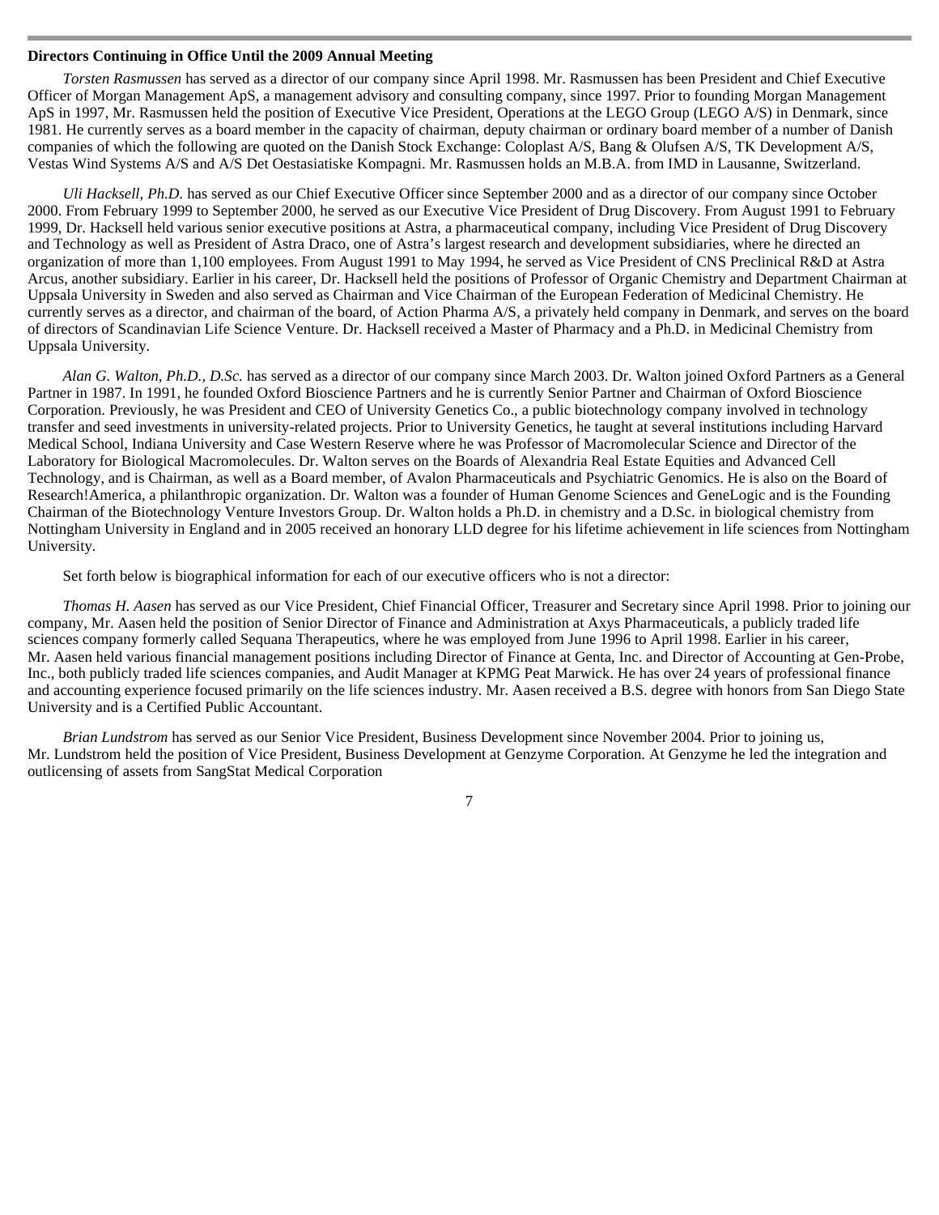**Directors Continuing in Office Until the 2009 Annual Meeting**

*Torsten Rasmussen* has served as a director of our company since April 1998. Mr. Rasmussen has been President and Chief Executive Officer of Morgan Management ApS, a management advisory and consulting company, since 1997. Prior to founding Morgan Management ApS in 1997, Mr. Rasmussen held the position of Executive Vice President, Operations at the LEGO Group (LEGO A/S) in Denmark, since 1981. He currently serves as a board member in the capacity of chairman, deputy chairman or ordinary board member of a number of Danish companies of which the following are quoted on the Danish Stock Exchange: Coloplast A/S, Bang & Olufsen A/S, TK Development A/S, Vestas Wind Systems A/S and A/S Det Oestasiatiske Kompagni. Mr. Rasmussen holds an M.B.A. from IMD in Lausanne, Switzerland.

*Uli Hacksell, Ph.D.* has served as our Chief Executive Officer since September 2000 and as a director of our company since October 2000. From February 1999 to September 2000, he served as our Executive Vice President of Drug Discovery. From August 1991 to February 1999, Dr. Hacksell held various senior executive positions at Astra, a pharmaceutical company, including Vice President of Drug Discovery and Technology as well as President of Astra Draco, one of Astra's largest research and development subsidiaries, where he directed an organization of more than 1,100 employees. From August 1991 to May 1994, he served as Vice President of CNS Preclinical R&D at Astra Arcus, another subsidiary. Earlier in his career, Dr. Hacksell held the positions of Professor of Organic Chemistry and Department Chairman at Uppsala University in Sweden and also served as Chairman and Vice Chairman of the European Federation of Medicinal Chemistry. He currently serves as a director, and chairman of the board, of Action Pharma A/S, a privately held company in Denmark, and serves on the board of directors of Scandinavian Life Science Venture. Dr. Hacksell received a Master of Pharmacy and a Ph.D. in Medicinal Chemistry from Uppsala University.

*Alan G. Walton, Ph.D., D.Sc.* has served as a director of our company since March 2003. Dr. Walton joined Oxford Partners as a General Partner in 1987. In 1991, he founded Oxford Bioscience Partners and he is currently Senior Partner and Chairman of Oxford Bioscience Corporation. Previously, he was President and CEO of University Genetics Co., a public biotechnology company involved in technology transfer and seed investments in university-related projects. Prior to University Genetics, he taught at several institutions including Harvard Medical School, Indiana University and Case Western Reserve where he was Professor of Macromolecular Science and Director of the Laboratory for Biological Macromolecules. Dr. Walton serves on the Boards of Alexandria Real Estate Equities and Advanced Cell Technology, and is Chairman, as well as a Board member, of Avalon Pharmaceuticals and Psychiatric Genomics. He is also on the Board of Research!America, a philanthropic organization. Dr. Walton was a founder of Human Genome Sciences and GeneLogic and is the Founding Chairman of the Biotechnology Venture Investors Group. Dr. Walton holds a Ph.D. in chemistry and a D.Sc. in biological chemistry from Nottingham University in England and in 2005 received an honorary LLD degree for his lifetime achievement in life sciences from Nottingham University.

Set forth below is biographical information for each of our executive officers who is not a director:

*Thomas H. Aasen* has served as our Vice President, Chief Financial Officer, Treasurer and Secretary since April 1998. Prior to joining our company, Mr. Aasen held the position of Senior Director of Finance and Administration at Axys Pharmaceuticals, a publicly traded life sciences company formerly called Sequana Therapeutics, where he was employed from June 1996 to April 1998. Earlier in his career, Mr. Aasen held various financial management positions including Director of Finance at Genta, Inc. and Director of Accounting at Gen-Probe, Inc., both publicly traded life sciences companies, and Audit Manager at KPMG Peat Marwick. He has over 24 years of professional finance and accounting experience focused primarily on the life sciences industry. Mr. Aasen received a B.S. degree with honors from San Diego State University and is a Certified Public Accountant.

*Brian Lundstrom* has served as our Senior Vice President, Business Development since November 2004. Prior to joining us, Mr. Lundstrom held the position of Vice President, Business Development at Genzyme Corporation. At Genzyme he led the integration and outlicensing of assets from SangStat Medical Corporation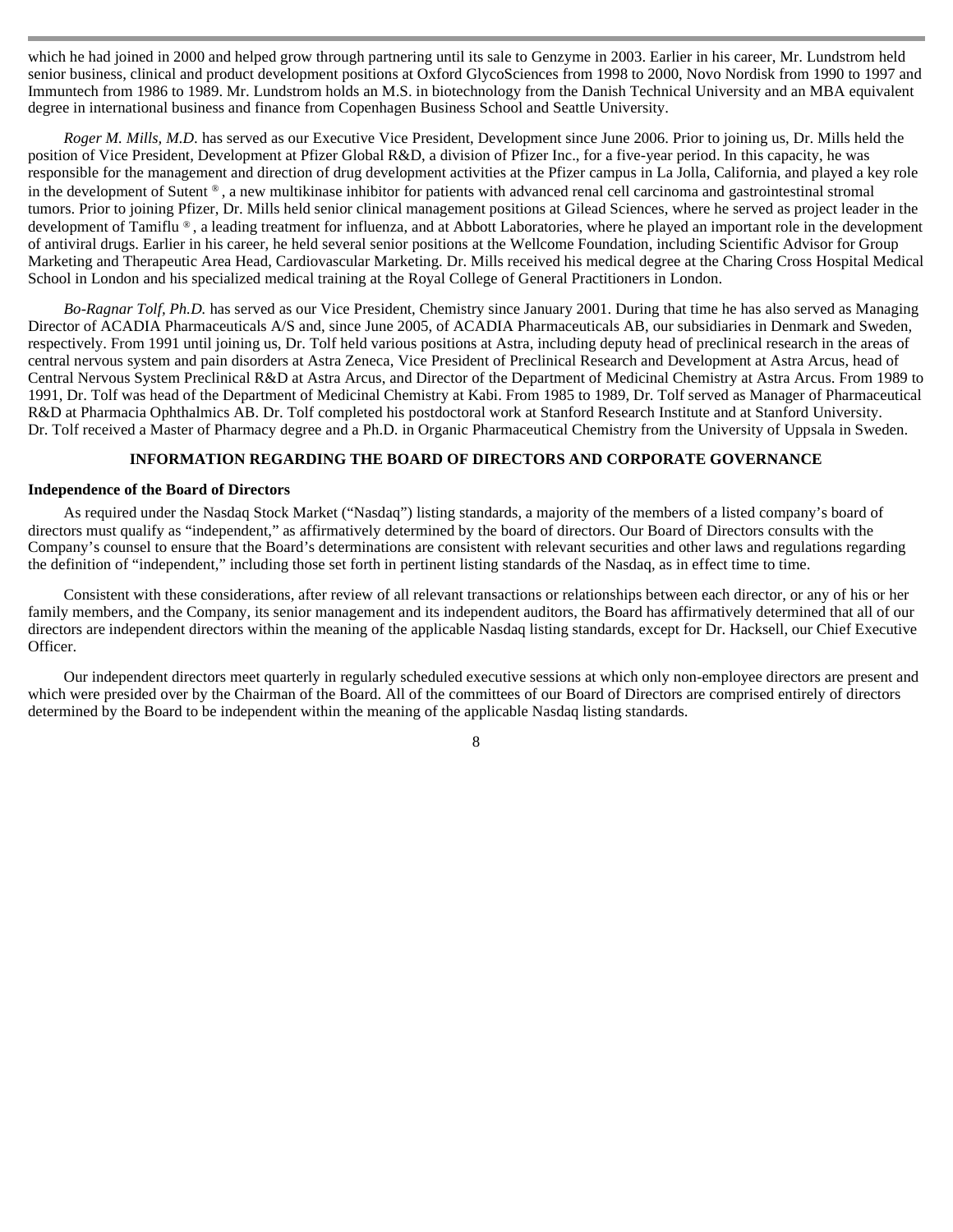which he had joined in 2000 and helped grow through partnering until its sale to Genzyme in 2003. Earlier in his career, Mr. Lundstrom held senior business, clinical and product development positions at Oxford GlycoSciences from 1998 to 2000, Novo Nordisk from 1990 to 1997 and Immuntech from 1986 to 1989. Mr. Lundstrom holds an M.S. in biotechnology from the Danish Technical University and an MBA equivalent degree in international business and finance from Copenhagen Business School and Seattle University.

*Roger M. Mills, M.D.* has served as our Executive Vice President, Development since June 2006. Prior to joining us, Dr. Mills held the position of Vice President, Development at Pfizer Global R&D, a division of Pfizer Inc., for a five-year period. In this capacity, he was responsible for the management and direction of drug development activities at the Pfizer campus in La Jolla, California, and played a key role in the development of Sutent ®, a new multikinase inhibitor for patients with advanced renal cell carcinoma and gastrointestinal stromal tumors. Prior to joining Pfizer, Dr. Mills held senior clinical management positions at Gilead Sciences, where he served as project leader in the development of Tamiflu ®, a leading treatment for influenza, and at Abbott Laboratories, where he played an important role in the development of antiviral drugs. Earlier in his career, he held several senior positions at the Wellcome Foundation, including Scientific Advisor for Group Marketing and Therapeutic Area Head, Cardiovascular Marketing. Dr. Mills received his medical degree at the Charing Cross Hospital Medical School in London and his specialized medical training at the Royal College of General Practitioners in London.

*Bo-Ragnar Tolf, Ph.D.* has served as our Vice President, Chemistry since January 2001. During that time he has also served as Managing Director of ACADIA Pharmaceuticals A/S and, since June 2005, of ACADIA Pharmaceuticals AB, our subsidiaries in Denmark and Sweden, respectively. From 1991 until joining us, Dr. Tolf held various positions at Astra, including deputy head of preclinical research in the areas of central nervous system and pain disorders at Astra Zeneca, Vice President of Preclinical Research and Development at Astra Arcus, head of Central Nervous System Preclinical R&D at Astra Arcus, and Director of the Department of Medicinal Chemistry at Astra Arcus. From 1989 to 1991, Dr. Tolf was head of the Department of Medicinal Chemistry at Kabi. From 1985 to 1989, Dr. Tolf served as Manager of Pharmaceutical R&D at Pharmacia Ophthalmics AB. Dr. Tolf completed his postdoctoral work at Stanford Research Institute and at Stanford University. Dr. Tolf received a Master of Pharmacy degree and a Ph.D. in Organic Pharmaceutical Chemistry from the University of Uppsala in Sweden.

## INFORMATION REGARDING THE BOARD OF DIRECTORS AND CORPORATE GOVERNANCE

**Independence of the Board of Directors**

As required under the Nasdaq Stock Market ("Nasdaq") listing standards, a majority of the members of a listed company's board of directors must qualify as "independent," as affirmatively determined by the board of directors. Our Board of Directors consults with the Company's counsel to ensure that the Board's determinations are consistent with relevant securities and other laws and regulations regarding the definition of "independent," including those set forth in pertinent listing standards of the Nasdaq, as in effect time to time.

Consistent with these considerations, after review of all relevant transactions or relationships between each director, or any of his or her family members, and the Company, its senior management and its independent auditors, the Board has affirmatively determined that all of our directors are independent directors within the meaning of the applicable Nasdaq listing standards, except for Dr. Hacksell, our Chief Executive Officer.

Our independent directors meet quarterly in regularly scheduled executive sessions at which only non-employee directors are present and which were presided over by the Chairman of the Board. All of the committees of our Board of Directors are comprised entirely of directors determined by the Board to be independent within the meaning of the applicable Nasdaq listing standards.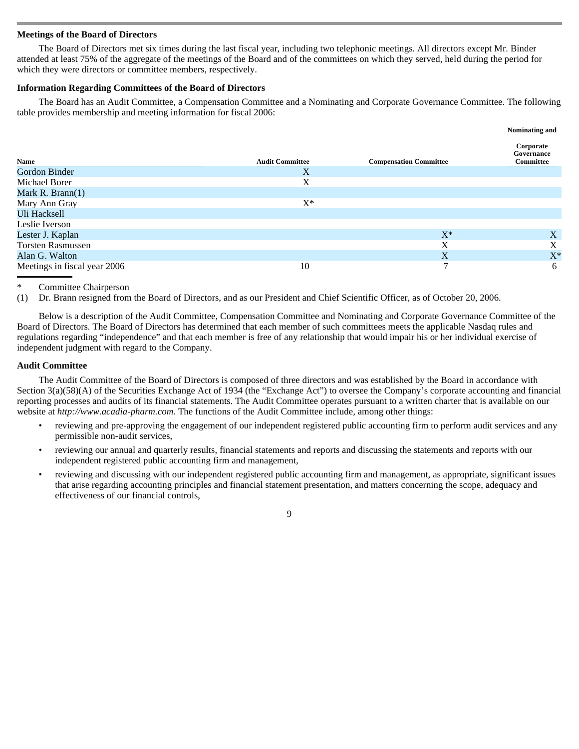### Meetings of the Board of Directors

The Board of Directors met six times during the last fiscal year, including two telephonic meetings. All directors except Mr. Binder attended at least 75% of the aggregate of the meetings of the Board and of the committees on which they served, held during the period for which they were directors or committee members, respectively.

### Information Regarding Committees of the Board of Directors

The Board has an Audit Committee, a Compensation Committee and a Nominating and Corporate Governance Committee. The following table provides membership and meeting information for fiscal 2006:

| Name | Audit Committee | Compensation Committee | Nominating and Corporate Governance Committee |
|---|---|---|---|
| Gordon Binder | X | | |
| Michael Borer | X | | |
| Mark R. Brann(1) | | | |
| Mary Ann Gray | X* | | |
| Uli Hacksell | | | |
| Leslie Iverson | | | |
| Lester J. Kaplan | | X* | X |
| Torsten Rasmussen | | X | X |
| Alan G. Walton | | X | X* |
| Meetings in fiscal year 2006 | 10 | 7 | 6 |

\* Committee Chairperson

(1) Dr. Brann resigned from the Board of Directors, and as our President and Chief Scientific Officer, as of October 20, 2006.

Below is a description of the Audit Committee, Compensation Committee and Nominating and Corporate Governance Committee of the Board of Directors. The Board of Directors has determined that each member of such committees meets the applicable Nasdaq rules and regulations regarding "independence" and that each member is free of any relationship that would impair his or her individual exercise of independent judgment with regard to the Company.

### Audit Committee

The Audit Committee of the Board of Directors is composed of three directors and was established by the Board in accordance with Section 3(a)(58)(A) of the Securities Exchange Act of 1934 (the "Exchange Act") to oversee the Company's corporate accounting and financial reporting processes and audits of its financial statements. The Audit Committee operates pursuant to a written charter that is available on our website at *http://www.acadia-pharm.com.* The functions of the Audit Committee include, among other things:

- reviewing and pre-approving the engagement of our independent registered public accounting firm to perform audit services and any permissible non-audit services,
- reviewing our annual and quarterly results, financial statements and reports and discussing the statements and reports with our independent registered public accounting firm and management,
- reviewing and discussing with our independent registered public accounting firm and management, as appropriate, significant issues that arise regarding accounting principles and financial statement presentation, and matters concerning the scope, adequacy and effectiveness of our financial controls,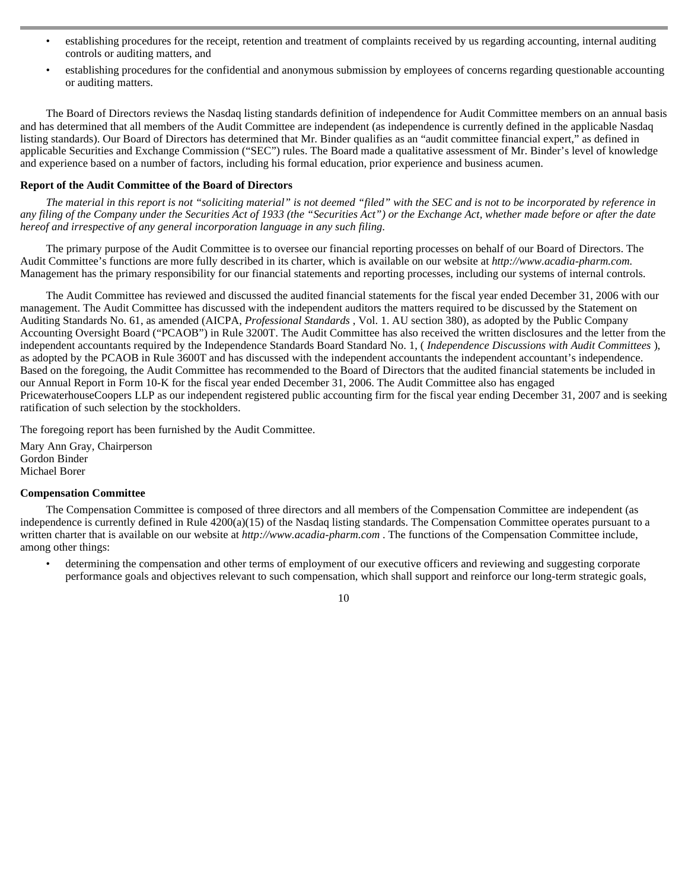- establishing procedures for the receipt, retention and treatment of complaints received by us regarding accounting, internal auditing controls or auditing matters, and
- establishing procedures for the confidential and anonymous submission by employees of concerns regarding questionable accounting or auditing matters.

The Board of Directors reviews the Nasdaq listing standards definition of independence for Audit Committee members on an annual basis and has determined that all members of the Audit Committee are independent (as independence is currently defined in the applicable Nasdaq listing standards). Our Board of Directors has determined that Mr. Binder qualifies as an "audit committee financial expert," as defined in applicable Securities and Exchange Commission ("SEC") rules. The Board made a qualitative assessment of Mr. Binder's level of knowledge and experience based on a number of factors, including his formal education, prior experience and business acumen.

**Report of the Audit Committee of the Board of Directors**

*The material in this report is not "soliciting material" is not deemed "filed" with the SEC and is not to be incorporated by reference in any filing of the Company under the Securities Act of 1933 (the "Securities Act") or the Exchange Act, whether made before or after the date hereof and irrespective of any general incorporation language in any such filing.*

The primary purpose of the Audit Committee is to oversee our financial reporting processes on behalf of our Board of Directors. The Audit Committee's functions are more fully described in its charter, which is available on our website at *http://www.acadia-pharm.com.* Management has the primary responsibility for our financial statements and reporting processes, including our systems of internal controls.

The Audit Committee has reviewed and discussed the audited financial statements for the fiscal year ended December 31, 2006 with our management. The Audit Committee has discussed with the independent auditors the matters required to be discussed by the Statement on Auditing Standards No. 61, as amended (AICPA, *Professional Standards* , Vol. 1. AU section 380), as adopted by the Public Company Accounting Oversight Board ("PCAOB") in Rule 3200T. The Audit Committee has also received the written disclosures and the letter from the independent accountants required by the Independence Standards Board Standard No. 1, ( *Independence Discussions with Audit Committees* ), as adopted by the PCAOB in Rule 3600T and has discussed with the independent accountants the independent accountant's independence. Based on the foregoing, the Audit Committee has recommended to the Board of Directors that the audited financial statements be included in our Annual Report in Form 10-K for the fiscal year ended December 31, 2006. The Audit Committee also has engaged PricewaterhouseCoopers LLP as our independent registered public accounting firm for the fiscal year ending December 31, 2007 and is seeking ratification of such selection by the stockholders.

The foregoing report has been furnished by the Audit Committee.

Mary Ann Gray, Chairperson
Gordon Binder
Michael Borer

**Compensation Committee**

The Compensation Committee is composed of three directors and all members of the Compensation Committee are independent (as independence is currently defined in Rule 4200(a)(15) of the Nasdaq listing standards. The Compensation Committee operates pursuant to a written charter that is available on our website at *http://www.acadia-pharm.com* . The functions of the Compensation Committee include, among other things:

- determining the compensation and other terms of employment of our executive officers and reviewing and suggesting corporate performance goals and objectives relevant to such compensation, which shall support and reinforce our long-term strategic goals,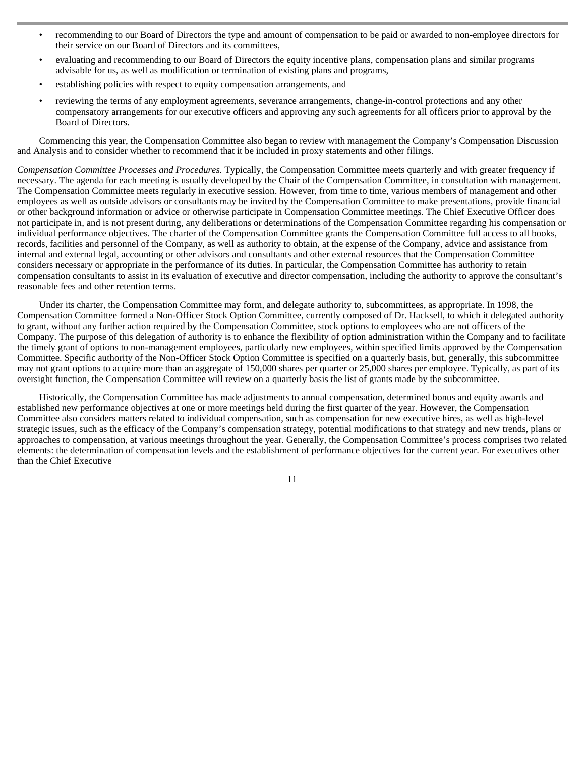- recommending to our Board of Directors the type and amount of compensation to be paid or awarded to non-employee directors for their service on our Board of Directors and its committees,
- evaluating and recommending to our Board of Directors the equity incentive plans, compensation plans and similar programs advisable for us, as well as modification or termination of existing plans and programs,
- establishing policies with respect to equity compensation arrangements, and
- reviewing the terms of any employment agreements, severance arrangements, change-in-control protections and any other compensatory arrangements for our executive officers and approving any such agreements for all officers prior to approval by the Board of Directors.

Commencing this year, the Compensation Committee also began to review with management the Company's Compensation Discussion and Analysis and to consider whether to recommend that it be included in proxy statements and other filings.

*Compensation Committee Processes and Procedures.* Typically, the Compensation Committee meets quarterly and with greater frequency if necessary. The agenda for each meeting is usually developed by the Chair of the Compensation Committee, in consultation with management. The Compensation Committee meets regularly in executive session. However, from time to time, various members of management and other employees as well as outside advisors or consultants may be invited by the Compensation Committee to make presentations, provide financial or other background information or advice or otherwise participate in Compensation Committee meetings. The Chief Executive Officer does not participate in, and is not present during, any deliberations or determinations of the Compensation Committee regarding his compensation or individual performance objectives. The charter of the Compensation Committee grants the Compensation Committee full access to all books, records, facilities and personnel of the Company, as well as authority to obtain, at the expense of the Company, advice and assistance from internal and external legal, accounting or other advisors and consultants and other external resources that the Compensation Committee considers necessary or appropriate in the performance of its duties. In particular, the Compensation Committee has authority to retain compensation consultants to assist in its evaluation of executive and director compensation, including the authority to approve the consultant's reasonable fees and other retention terms.

Under its charter, the Compensation Committee may form, and delegate authority to, subcommittees, as appropriate. In 1998, the Compensation Committee formed a Non-Officer Stock Option Committee, currently composed of Dr. Hacksell, to which it delegated authority to grant, without any further action required by the Compensation Committee, stock options to employees who are not officers of the Company. The purpose of this delegation of authority is to enhance the flexibility of option administration within the Company and to facilitate the timely grant of options to non-management employees, particularly new employees, within specified limits approved by the Compensation Committee. Specific authority of the Non-Officer Stock Option Committee is specified on a quarterly basis, but, generally, this subcommittee may not grant options to acquire more than an aggregate of 150,000 shares per quarter or 25,000 shares per employee. Typically, as part of its oversight function, the Compensation Committee will review on a quarterly basis the list of grants made by the subcommittee.

Historically, the Compensation Committee has made adjustments to annual compensation, determined bonus and equity awards and established new performance objectives at one or more meetings held during the first quarter of the year. However, the Compensation Committee also considers matters related to individual compensation, such as compensation for new executive hires, as well as high-level strategic issues, such as the efficacy of the Company's compensation strategy, potential modifications to that strategy and new trends, plans or approaches to compensation, at various meetings throughout the year. Generally, the Compensation Committee's process comprises two related elements: the determination of compensation levels and the establishment of performance objectives for the current year. For executives other than the Chief Executive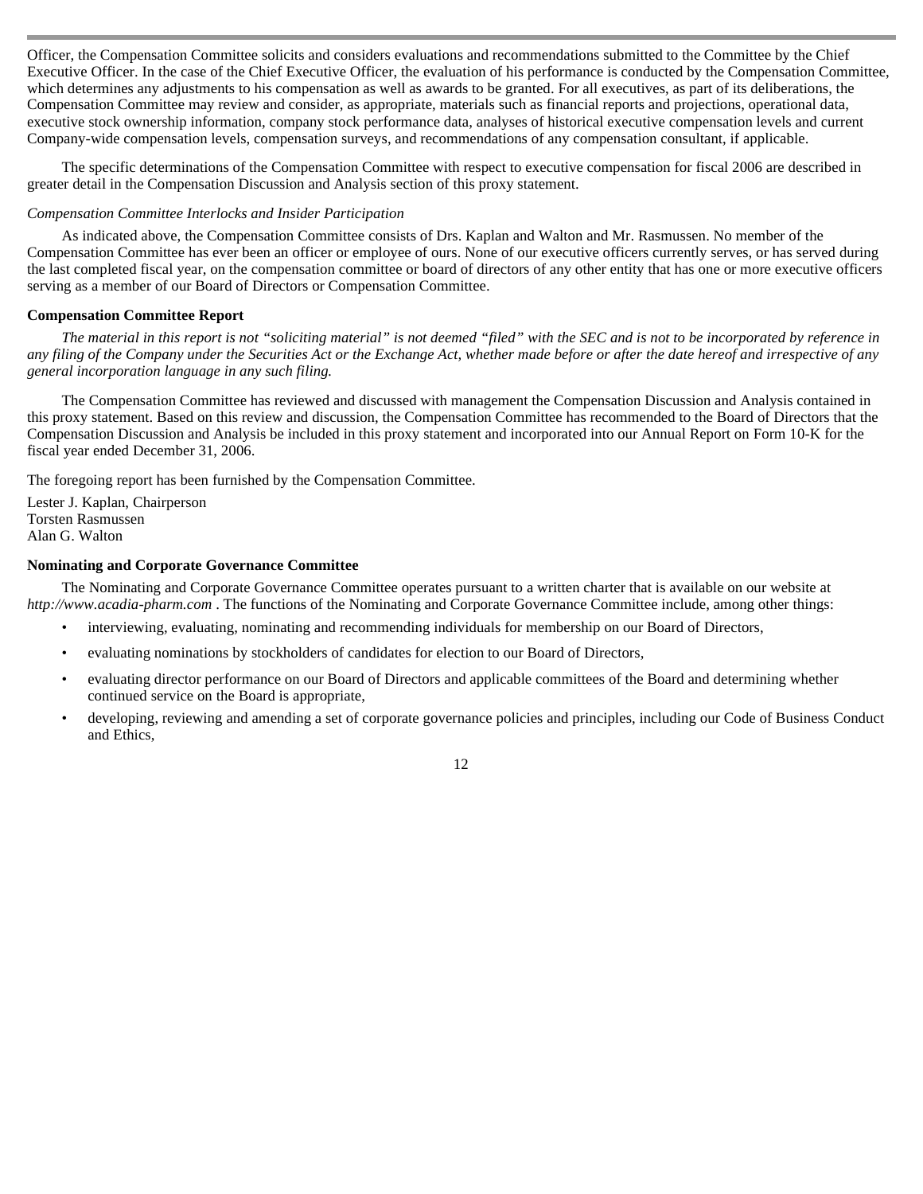Officer, the Compensation Committee solicits and considers evaluations and recommendations submitted to the Committee by the Chief Executive Officer. In the case of the Chief Executive Officer, the evaluation of his performance is conducted by the Compensation Committee, which determines any adjustments to his compensation as well as awards to be granted. For all executives, as part of its deliberations, the Compensation Committee may review and consider, as appropriate, materials such as financial reports and projections, operational data, executive stock ownership information, company stock performance data, analyses of historical executive compensation levels and current Company-wide compensation levels, compensation surveys, and recommendations of any compensation consultant, if applicable.

The specific determinations of the Compensation Committee with respect to executive compensation for fiscal 2006 are described in greater detail in the Compensation Discussion and Analysis section of this proxy statement.

*Compensation Committee Interlocks and Insider Participation*

As indicated above, the Compensation Committee consists of Drs. Kaplan and Walton and Mr. Rasmussen. No member of the Compensation Committee has ever been an officer or employee of ours. None of our executive officers currently serves, or has served during the last completed fiscal year, on the compensation committee or board of directors of any other entity that has one or more executive officers serving as a member of our Board of Directors or Compensation Committee.

**Compensation Committee Report**

*The material in this report is not "soliciting material" is not deemed "filed" with the SEC and is not to be incorporated by reference in any filing of the Company under the Securities Act or the Exchange Act, whether made before or after the date hereof and irrespective of any general incorporation language in any such filing.*

The Compensation Committee has reviewed and discussed with management the Compensation Discussion and Analysis contained in this proxy statement. Based on this review and discussion, the Compensation Committee has recommended to the Board of Directors that the Compensation Discussion and Analysis be included in this proxy statement and incorporated into our Annual Report on Form 10-K for the fiscal year ended December 31, 2006.

The foregoing report has been furnished by the Compensation Committee.

Lester J. Kaplan, Chairperson
Torsten Rasmussen
Alan G. Walton

**Nominating and Corporate Governance Committee**

The Nominating and Corporate Governance Committee operates pursuant to a written charter that is available on our website at *http://www.acadia-pharm.com* . The functions of the Nominating and Corporate Governance Committee include, among other things:

- interviewing, evaluating, nominating and recommending individuals for membership on our Board of Directors,
- evaluating nominations by stockholders of candidates for election to our Board of Directors,
- evaluating director performance on our Board of Directors and applicable committees of the Board and determining whether continued service on the Board is appropriate,
- developing, reviewing and amending a set of corporate governance policies and principles, including our Code of Business Conduct and Ethics,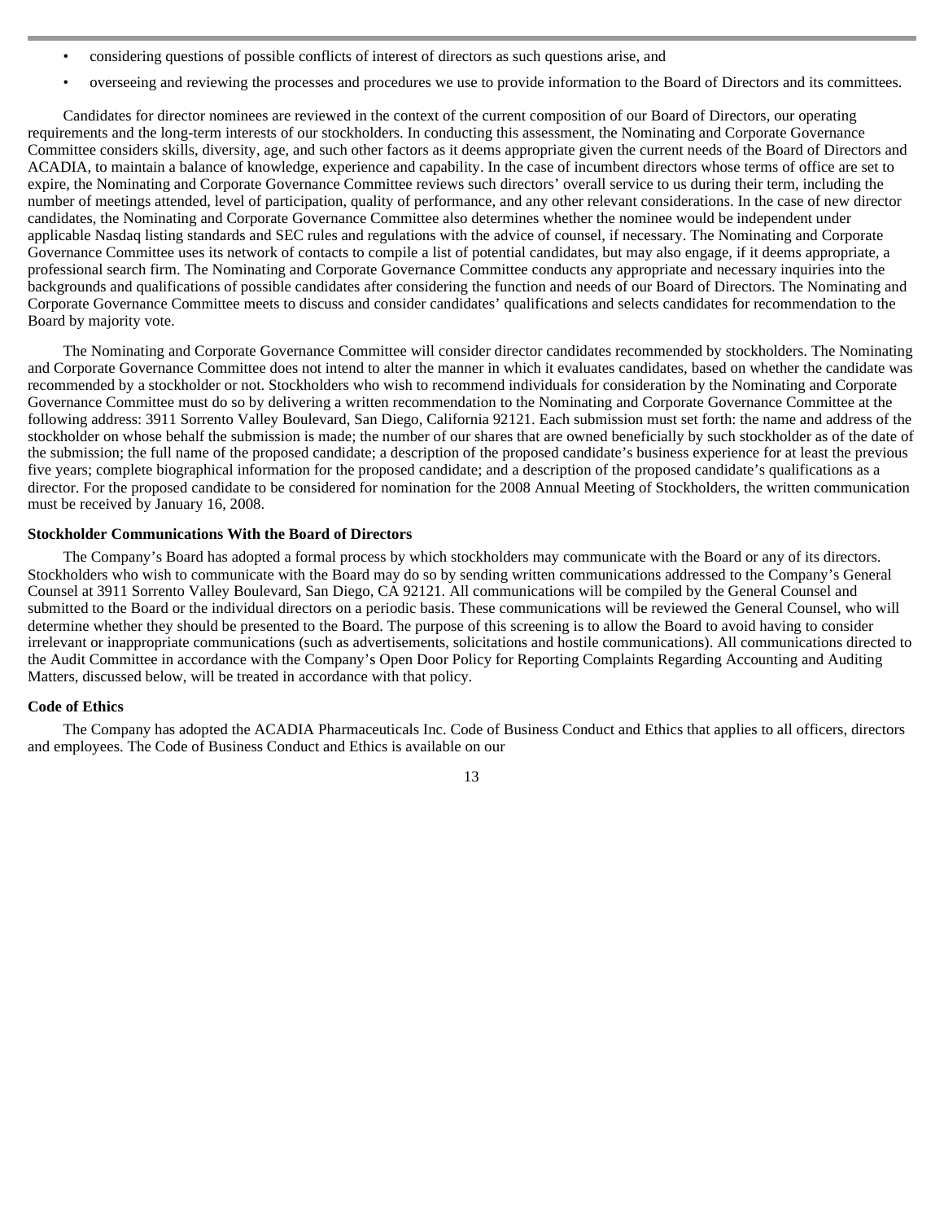- considering questions of possible conflicts of interest of directors as such questions arise, and
- overseeing and reviewing the processes and procedures we use to provide information to the Board of Directors and its committees.

Candidates for director nominees are reviewed in the context of the current composition of our Board of Directors, our operating requirements and the long-term interests of our stockholders. In conducting this assessment, the Nominating and Corporate Governance Committee considers skills, diversity, age, and such other factors as it deems appropriate given the current needs of the Board of Directors and ACADIA, to maintain a balance of knowledge, experience and capability. In the case of incumbent directors whose terms of office are set to expire, the Nominating and Corporate Governance Committee reviews such directors' overall service to us during their term, including the number of meetings attended, level of participation, quality of performance, and any other relevant considerations. In the case of new director candidates, the Nominating and Corporate Governance Committee also determines whether the nominee would be independent under applicable Nasdaq listing standards and SEC rules and regulations with the advice of counsel, if necessary. The Nominating and Corporate Governance Committee uses its network of contacts to compile a list of potential candidates, but may also engage, if it deems appropriate, a professional search firm. The Nominating and Corporate Governance Committee conducts any appropriate and necessary inquiries into the backgrounds and qualifications of possible candidates after considering the function and needs of our Board of Directors. The Nominating and Corporate Governance Committee meets to discuss and consider candidates' qualifications and selects candidates for recommendation to the Board by majority vote.

The Nominating and Corporate Governance Committee will consider director candidates recommended by stockholders. The Nominating and Corporate Governance Committee does not intend to alter the manner in which it evaluates candidates, based on whether the candidate was recommended by a stockholder or not. Stockholders who wish to recommend individuals for consideration by the Nominating and Corporate Governance Committee must do so by delivering a written recommendation to the Nominating and Corporate Governance Committee at the following address: 3911 Sorrento Valley Boulevard, San Diego, California 92121. Each submission must set forth: the name and address of the stockholder on whose behalf the submission is made; the number of our shares that are owned beneficially by such stockholder as of the date of the submission; the full name of the proposed candidate; a description of the proposed candidate's business experience for at least the previous five years; complete biographical information for the proposed candidate; and a description of the proposed candidate's qualifications as a director. For the proposed candidate to be considered for nomination for the 2008 Annual Meeting of Stockholders, the written communication must be received by January 16, 2008.

**Stockholder Communications With the Board of Directors**

The Company's Board has adopted a formal process by which stockholders may communicate with the Board or any of its directors. Stockholders who wish to communicate with the Board may do so by sending written communications addressed to the Company's General Counsel at 3911 Sorrento Valley Boulevard, San Diego, CA 92121. All communications will be compiled by the General Counsel and submitted to the Board or the individual directors on a periodic basis. These communications will be reviewed the General Counsel, who will determine whether they should be presented to the Board. The purpose of this screening is to allow the Board to avoid having to consider irrelevant or inappropriate communications (such as advertisements, solicitations and hostile communications). All communications directed to the Audit Committee in accordance with the Company's Open Door Policy for Reporting Complaints Regarding Accounting and Auditing Matters, discussed below, will be treated in accordance with that policy.

**Code of Ethics**

The Company has adopted the ACADIA Pharmaceuticals Inc. Code of Business Conduct and Ethics that applies to all officers, directors and employees. The Code of Business Conduct and Ethics is available on our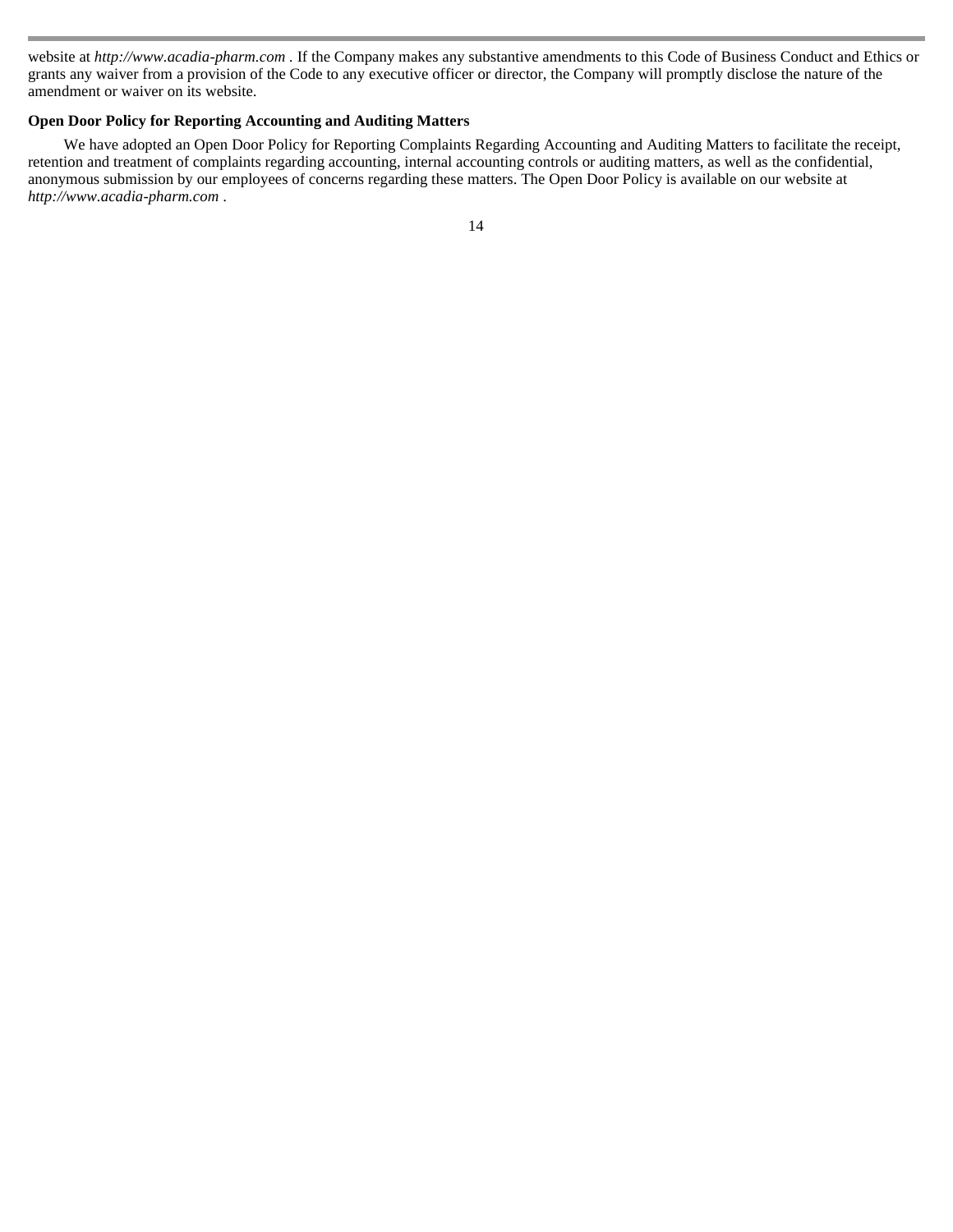website at *http://www.acadia-pharm.com* . If the Company makes any substantive amendments to this Code of Business Conduct and Ethics or grants any waiver from a provision of the Code to any executive officer or director, the Company will promptly disclose the nature of the amendment or waiver on its website.

**Open Door Policy for Reporting Accounting and Auditing Matters**

We have adopted an Open Door Policy for Reporting Complaints Regarding Accounting and Auditing Matters to facilitate the receipt, retention and treatment of complaints regarding accounting, internal accounting controls or auditing matters, as well as the confidential, anonymous submission by our employees of concerns regarding these matters. The Open Door Policy is available on our website at *http://www.acadia-pharm.com* .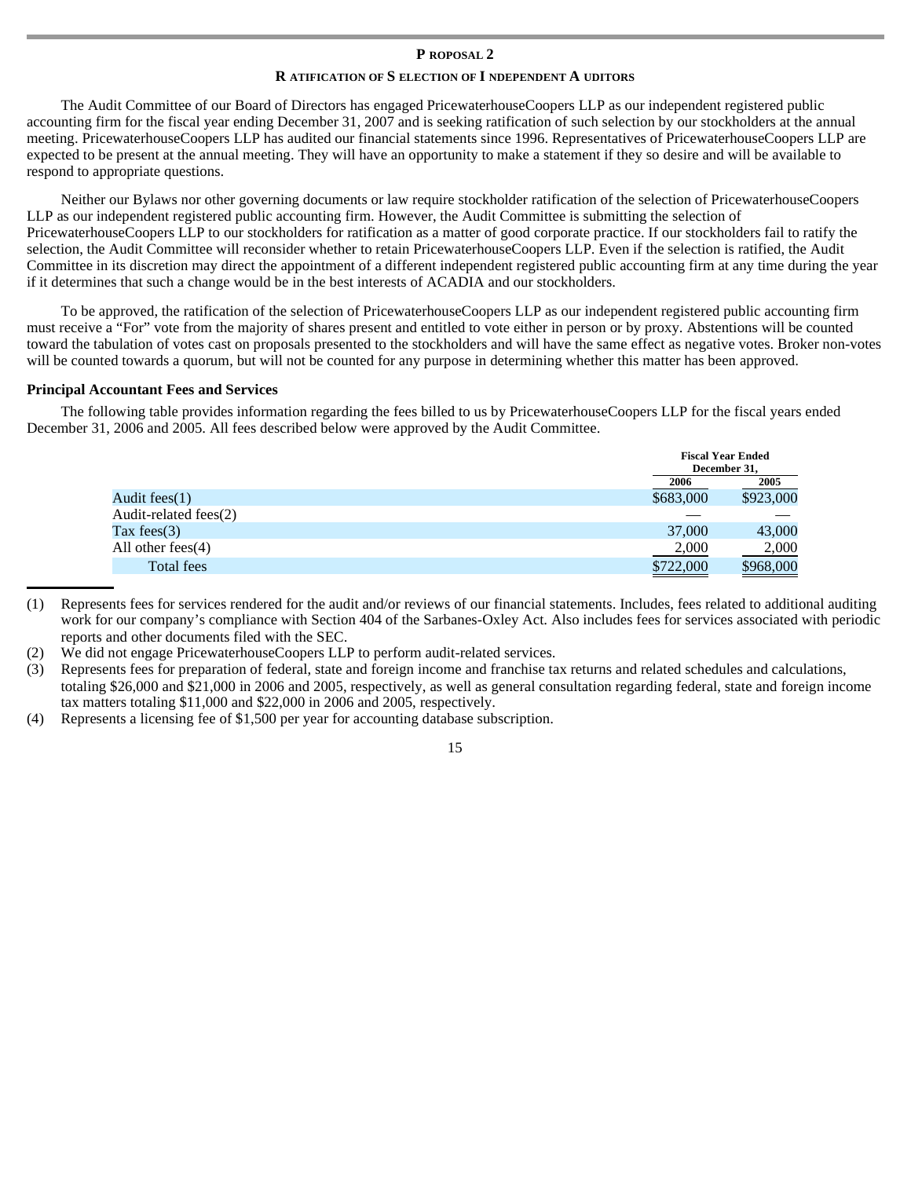## Proposal 2

### Ratification of Selection of Independent Auditors

The Audit Committee of our Board of Directors has engaged PricewaterhouseCoopers LLP as our independent registered public accounting firm for the fiscal year ending December 31, 2007 and is seeking ratification of such selection by our stockholders at the annual meeting. PricewaterhouseCoopers LLP has audited our financial statements since 1996. Representatives of PricewaterhouseCoopers LLP are expected to be present at the annual meeting. They will have an opportunity to make a statement if they so desire and will be available to respond to appropriate questions.

Neither our Bylaws nor other governing documents or law require stockholder ratification of the selection of PricewaterhouseCoopers LLP as our independent registered public accounting firm. However, the Audit Committee is submitting the selection of PricewaterhouseCoopers LLP to our stockholders for ratification as a matter of good corporate practice. If our stockholders fail to ratify the selection, the Audit Committee will reconsider whether to retain PricewaterhouseCoopers LLP. Even if the selection is ratified, the Audit Committee in its discretion may direct the appointment of a different independent registered public accounting firm at any time during the year if it determines that such a change would be in the best interests of ACADIA and our stockholders.

To be approved, the ratification of the selection of PricewaterhouseCoopers LLP as our independent registered public accounting firm must receive a "For" vote from the majority of shares present and entitled to vote either in person or by proxy. Abstentions will be counted toward the tabulation of votes cast on proposals presented to the stockholders and will have the same effect as negative votes. Broker non-votes will be counted towards a quorum, but will not be counted for any purpose in determining whether this matter has been approved.

**Principal Accountant Fees and Services**

The following table provides information regarding the fees billed to us by PricewaterhouseCoopers LLP for the fiscal years ended December 31, 2006 and 2005. All fees described below were approved by the Audit Committee.

| | Fiscal Year Ended December 31, | |
|---|---|---|
| | 2006 | 2005 |
| Audit fees(1) | $683,000 | $923,000 |
| Audit-related fees(2) | — | — |
| Tax fees(3) | 37,000 | 43,000 |
| All other fees(4) | 2,000 | 2,000 |
| Total fees | $722,000 | $968,000 |

(1) Represents fees for services rendered for the audit and/or reviews of our financial statements. Includes, fees related to additional auditing work for our company's compliance with Section 404 of the Sarbanes-Oxley Act. Also includes fees for services associated with periodic reports and other documents filed with the SEC.

(2) We did not engage PricewaterhouseCoopers LLP to perform audit-related services.

(3) Represents fees for preparation of federal, state and foreign income and franchise tax returns and related schedules and calculations, totaling $26,000 and $21,000 in 2006 and 2005, respectively, as well as general consultation regarding federal, state and foreign income tax matters totaling $11,000 and $22,000 in 2006 and 2005, respectively.

(4) Represents a licensing fee of $1,500 per year for accounting database subscription.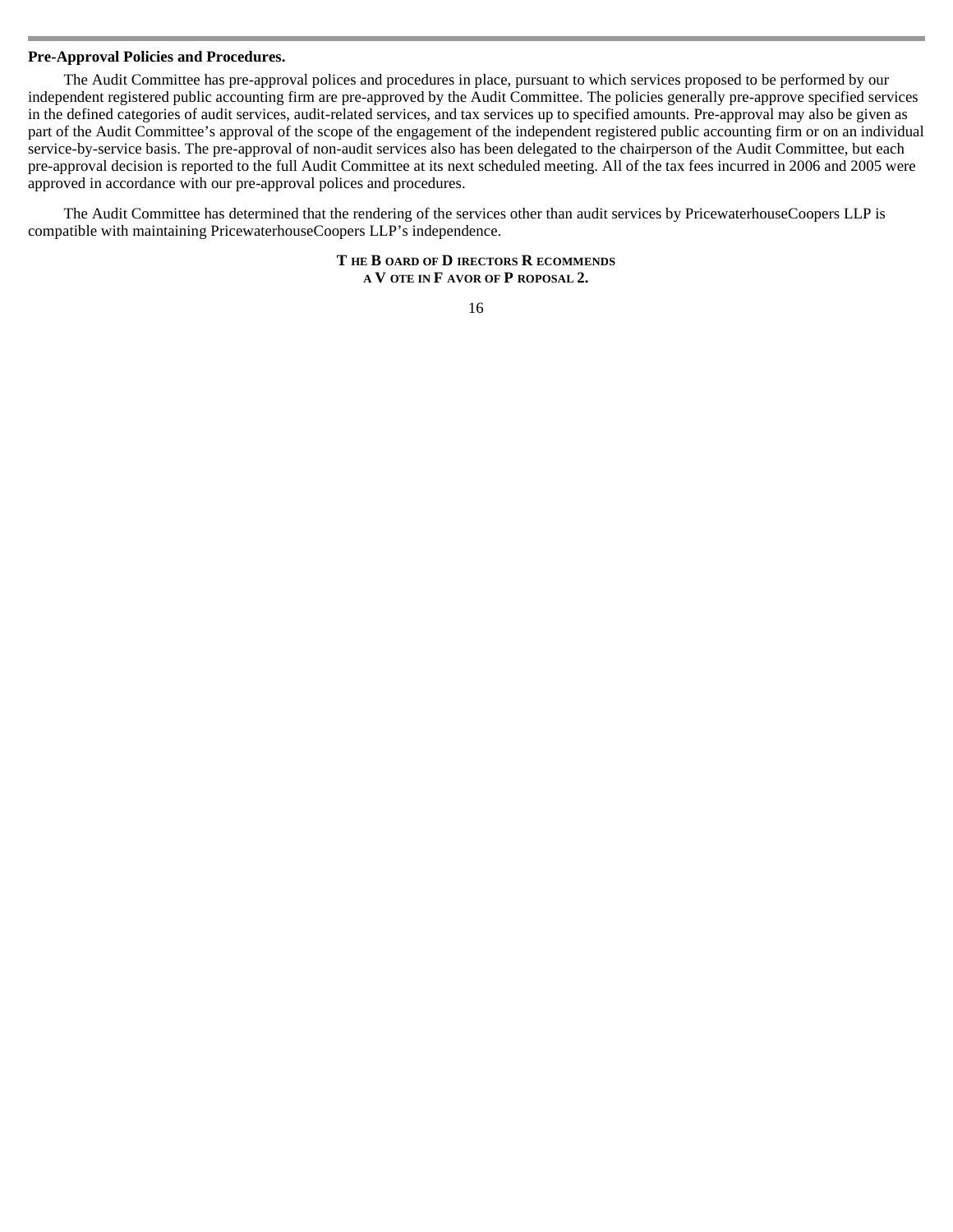**Pre-Approval Policies and Procedures.**

The Audit Committee has pre-approval polices and procedures in place, pursuant to which services proposed to be performed by our independent registered public accounting firm are pre-approved by the Audit Committee. The policies generally pre-approve specified services in the defined categories of audit services, audit-related services, and tax services up to specified amounts. Pre-approval may also be given as part of the Audit Committee's approval of the scope of the engagement of the independent registered public accounting firm or on an individual service-by-service basis. The pre-approval of non-audit services also has been delegated to the chairperson of the Audit Committee, but each pre-approval decision is reported to the full Audit Committee at its next scheduled meeting. All of the tax fees incurred in 2006 and 2005 were approved in accordance with our pre-approval polices and procedures.

The Audit Committee has determined that the rendering of the services other than audit services by PricewaterhouseCoopers LLP is compatible with maintaining PricewaterhouseCoopers LLP's independence.

**THE BOARD OF DIRECTORS RECOMMENDS A VOTE IN FAVOR OF PROPOSAL 2.**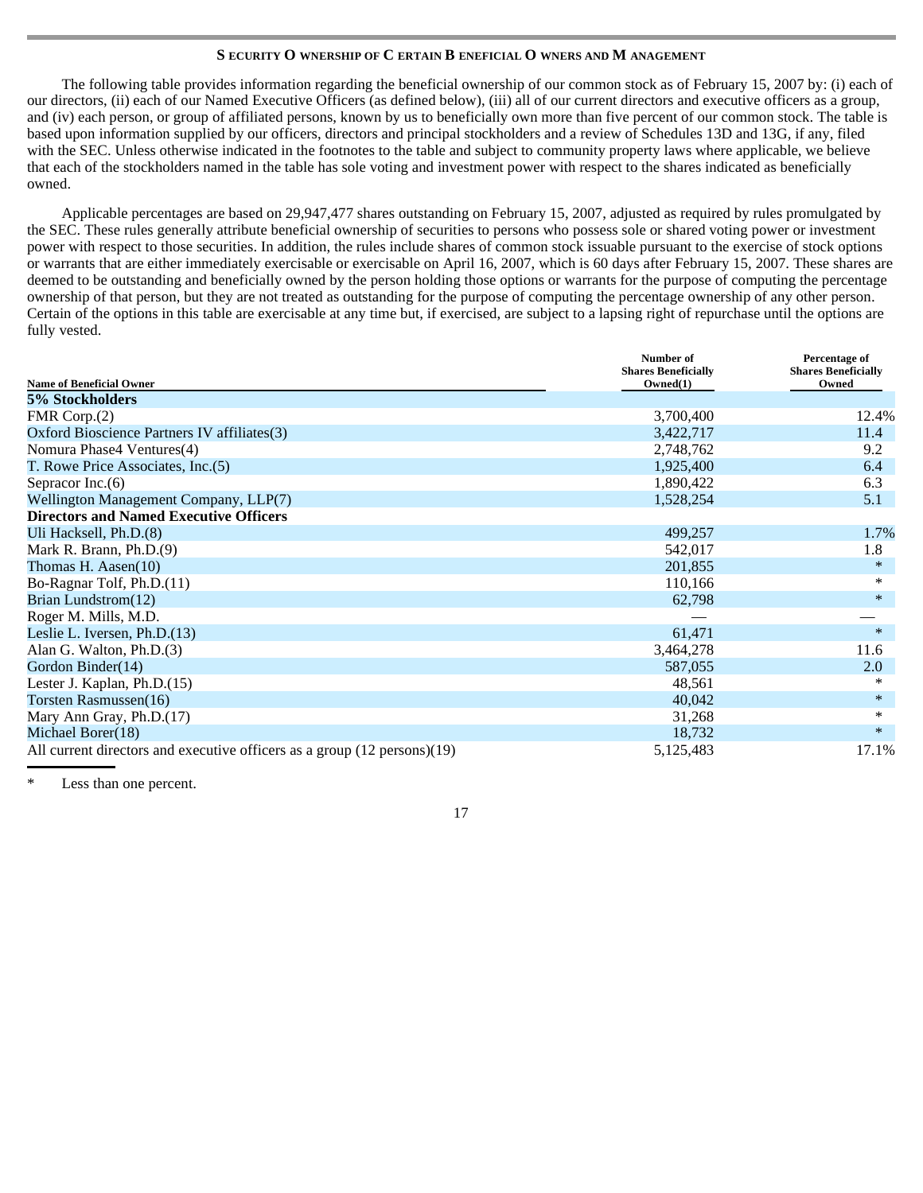## SECURITY OWNERSHIP OF CERTAIN BENEFICIAL OWNERS AND MANAGEMENT

The following table provides information regarding the beneficial ownership of our common stock as of February 15, 2007 by: (i) each of our directors, (ii) each of our Named Executive Officers (as defined below), (iii) all of our current directors and executive officers as a group, and (iv) each person, or group of affiliated persons, known by us to beneficially own more than five percent of our common stock. The table is based upon information supplied by our officers, directors and principal stockholders and a review of Schedules 13D and 13G, if any, filed with the SEC. Unless otherwise indicated in the footnotes to the table and subject to community property laws where applicable, we believe that each of the stockholders named in the table has sole voting and investment power with respect to the shares indicated as beneficially owned.

Applicable percentages are based on 29,947,477 shares outstanding on February 15, 2007, adjusted as required by rules promulgated by the SEC. These rules generally attribute beneficial ownership of securities to persons who possess sole or shared voting power or investment power with respect to those securities. In addition, the rules include shares of common stock issuable pursuant to the exercise of stock options or warrants that are either immediately exercisable or exercisable on April 16, 2007, which is 60 days after February 15, 2007. These shares are deemed to be outstanding and beneficially owned by the person holding those options or warrants for the purpose of computing the percentage ownership of that person, but they are not treated as outstanding for the purpose of computing the percentage ownership of any other person. Certain of the options in this table are exercisable at any time but, if exercised, are subject to a lapsing right of repurchase until the options are fully vested.

| Name of Beneficial Owner | Number of Shares Beneficially Owned(1) | Percentage of Shares Beneficially Owned |
|---|---|---|
| **5% Stockholders** | | |
| FMR Corp.(2) | 3,700,400 | 12.4% |
| Oxford Bioscience Partners IV affiliates(3) | 3,422,717 | 11.4 |
| Nomura Phase4 Ventures(4) | 2,748,762 | 9.2 |
| T. Rowe Price Associates, Inc.(5) | 1,925,400 | 6.4 |
| Sepracor Inc.(6) | 1,890,422 | 6.3 |
| Wellington Management Company, LLP(7) | 1,528,254 | 5.1 |
| **Directors and Named Executive Officers** | | |
| Uli Hacksell, Ph.D.(8) | 499,257 | 1.7% |
| Mark R. Brann, Ph.D.(9) | 542,017 | 1.8 |
| Thomas H. Aasen(10) | 201,855 | * |
| Bo-Ragnar Tolf, Ph.D.(11) | 110,166 | * |
| Brian Lundstrom(12) | 62,798 | * |
| Roger M. Mills, M.D. | — | — |
| Leslie L. Iversen, Ph.D.(13) | 61,471 | * |
| Alan G. Walton, Ph.D.(3) | 3,464,278 | 11.6 |
| Gordon Binder(14) | 587,055 | 2.0 |
| Lester J. Kaplan, Ph.D.(15) | 48,561 | * |
| Torsten Rasmussen(16) | 40,042 | * |
| Mary Ann Gray, Ph.D.(17) | 31,268 | * |
| Michael Borer(18) | 18,732 | * |
| All current directors and executive officers as a group (12 persons)(19) | 5,125,483 | 17.1% |

\* Less than one percent.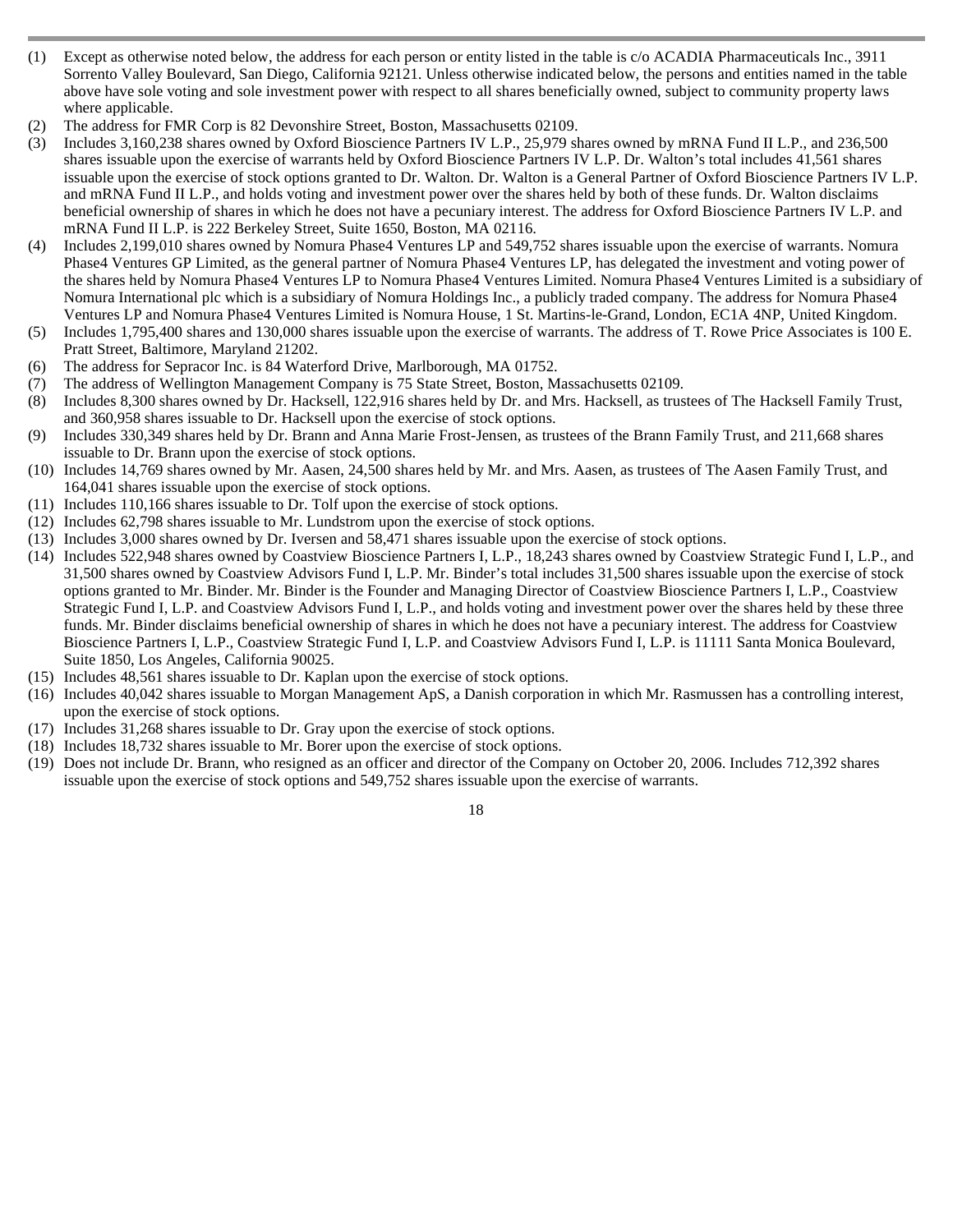(1) Except as otherwise noted below, the address for each person or entity listed in the table is c/o ACADIA Pharmaceuticals Inc., 3911 Sorrento Valley Boulevard, San Diego, California 92121. Unless otherwise indicated below, the persons and entities named in the table above have sole voting and sole investment power with respect to all shares beneficially owned, subject to community property laws where applicable.

(2) The address for FMR Corp is 82 Devonshire Street, Boston, Massachusetts 02109.

(3) Includes 3,160,238 shares owned by Oxford Bioscience Partners IV L.P., 25,979 shares owned by mRNA Fund II L.P., and 236,500 shares issuable upon the exercise of warrants held by Oxford Bioscience Partners IV L.P. Dr. Walton's total includes 41,561 shares issuable upon the exercise of stock options granted to Dr. Walton. Dr. Walton is a General Partner of Oxford Bioscience Partners IV L.P. and mRNA Fund II L.P., and holds voting and investment power over the shares held by both of these funds. Dr. Walton disclaims beneficial ownership of shares in which he does not have a pecuniary interest. The address for Oxford Bioscience Partners IV L.P. and mRNA Fund II L.P. is 222 Berkeley Street, Suite 1650, Boston, MA 02116.

(4) Includes 2,199,010 shares owned by Nomura Phase4 Ventures LP and 549,752 shares issuable upon the exercise of warrants. Nomura Phase4 Ventures GP Limited, as the general partner of Nomura Phase4 Ventures LP, has delegated the investment and voting power of the shares held by Nomura Phase4 Ventures LP to Nomura Phase4 Ventures Limited. Nomura Phase4 Ventures Limited is a subsidiary of Nomura International plc which is a subsidiary of Nomura Holdings Inc., a publicly traded company. The address for Nomura Phase4 Ventures LP and Nomura Phase4 Ventures Limited is Nomura House, 1 St. Martins-le-Grand, London, EC1A 4NP, United Kingdom.

(5) Includes 1,795,400 shares and 130,000 shares issuable upon the exercise of warrants. The address of T. Rowe Price Associates is 100 E. Pratt Street, Baltimore, Maryland 21202.

(6) The address for Sepracor Inc. is 84 Waterford Drive, Marlborough, MA 01752.

(7) The address of Wellington Management Company is 75 State Street, Boston, Massachusetts 02109.

(8) Includes 8,300 shares owned by Dr. Hacksell, 122,916 shares held by Dr. and Mrs. Hacksell, as trustees of The Hacksell Family Trust, and 360,958 shares issuable to Dr. Hacksell upon the exercise of stock options.

(9) Includes 330,349 shares held by Dr. Brann and Anna Marie Frost-Jensen, as trustees of the Brann Family Trust, and 211,668 shares issuable to Dr. Brann upon the exercise of stock options.

(10) Includes 14,769 shares owned by Mr. Aasen, 24,500 shares held by Mr. and Mrs. Aasen, as trustees of The Aasen Family Trust, and 164,041 shares issuable upon the exercise of stock options.

(11) Includes 110,166 shares issuable to Dr. Tolf upon the exercise of stock options.

(12) Includes 62,798 shares issuable to Mr. Lundstrom upon the exercise of stock options.

(13) Includes 3,000 shares owned by Dr. Iversen and 58,471 shares issuable upon the exercise of stock options.

(14) Includes 522,948 shares owned by Coastview Bioscience Partners I, L.P., 18,243 shares owned by Coastview Strategic Fund I, L.P., and 31,500 shares owned by Coastview Advisors Fund I, L.P. Mr. Binder's total includes 31,500 shares issuable upon the exercise of stock options granted to Mr. Binder. Mr. Binder is the Founder and Managing Director of Coastview Bioscience Partners I, L.P., Coastview Strategic Fund I, L.P. and Coastview Advisors Fund I, L.P., and holds voting and investment power over the shares held by these three funds. Mr. Binder disclaims beneficial ownership of shares in which he does not have a pecuniary interest. The address for Coastview Bioscience Partners I, L.P., Coastview Strategic Fund I, L.P. and Coastview Advisors Fund I, L.P. is 11111 Santa Monica Boulevard, Suite 1850, Los Angeles, California 90025.

(15) Includes 48,561 shares issuable to Dr. Kaplan upon the exercise of stock options.

(16) Includes 40,042 shares issuable to Morgan Management ApS, a Danish corporation in which Mr. Rasmussen has a controlling interest, upon the exercise of stock options.

(17) Includes 31,268 shares issuable to Dr. Gray upon the exercise of stock options.

(18) Includes 18,732 shares issuable to Mr. Borer upon the exercise of stock options.

(19) Does not include Dr. Brann, who resigned as an officer and director of the Company on October 20, 2006. Includes 712,392 shares issuable upon the exercise of stock options and 549,752 shares issuable upon the exercise of warrants.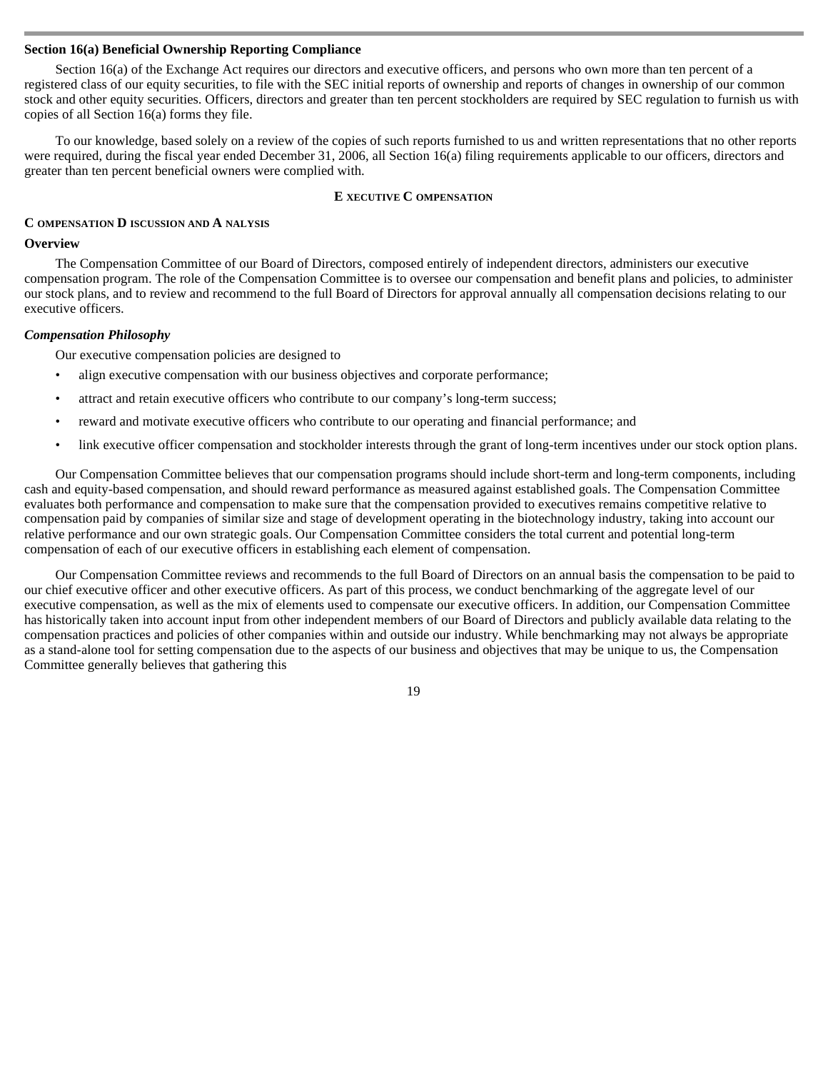### Section 16(a) Beneficial Ownership Reporting Compliance

Section 16(a) of the Exchange Act requires our directors and executive officers, and persons who own more than ten percent of a registered class of our equity securities, to file with the SEC initial reports of ownership and reports of changes in ownership of our common stock and other equity securities. Officers, directors and greater than ten percent stockholders are required by SEC regulation to furnish us with copies of all Section 16(a) forms they file.

To our knowledge, based solely on a review of the copies of such reports furnished to us and written representations that no other reports were required, during the fiscal year ended December 31, 2006, all Section 16(a) filing requirements applicable to our officers, directors and greater than ten percent beneficial owners were complied with.

## EXECUTIVE COMPENSATION

### COMPENSATION DISCUSSION AND ANALYSIS

### Overview

The Compensation Committee of our Board of Directors, composed entirely of independent directors, administers our executive compensation program. The role of the Compensation Committee is to oversee our compensation and benefit plans and policies, to administer our stock plans, and to review and recommend to the full Board of Directors for approval annually all compensation decisions relating to our executive officers.

#### *Compensation Philosophy*

Our executive compensation policies are designed to

- align executive compensation with our business objectives and corporate performance;
- attract and retain executive officers who contribute to our company's long-term success;
- reward and motivate executive officers who contribute to our operating and financial performance; and
- link executive officer compensation and stockholder interests through the grant of long-term incentives under our stock option plans.

Our Compensation Committee believes that our compensation programs should include short-term and long-term components, including cash and equity-based compensation, and should reward performance as measured against established goals. The Compensation Committee evaluates both performance and compensation to make sure that the compensation provided to executives remains competitive relative to compensation paid by companies of similar size and stage of development operating in the biotechnology industry, taking into account our relative performance and our own strategic goals. Our Compensation Committee considers the total current and potential long-term compensation of each of our executive officers in establishing each element of compensation.

Our Compensation Committee reviews and recommends to the full Board of Directors on an annual basis the compensation to be paid to our chief executive officer and other executive officers. As part of this process, we conduct benchmarking of the aggregate level of our executive compensation, as well as the mix of elements used to compensate our executive officers. In addition, our Compensation Committee has historically taken into account input from other independent members of our Board of Directors and publicly available data relating to the compensation practices and policies of other companies within and outside our industry. While benchmarking may not always be appropriate as a stand-alone tool for setting compensation due to the aspects of our business and objectives that may be unique to us, the Compensation Committee generally believes that gathering this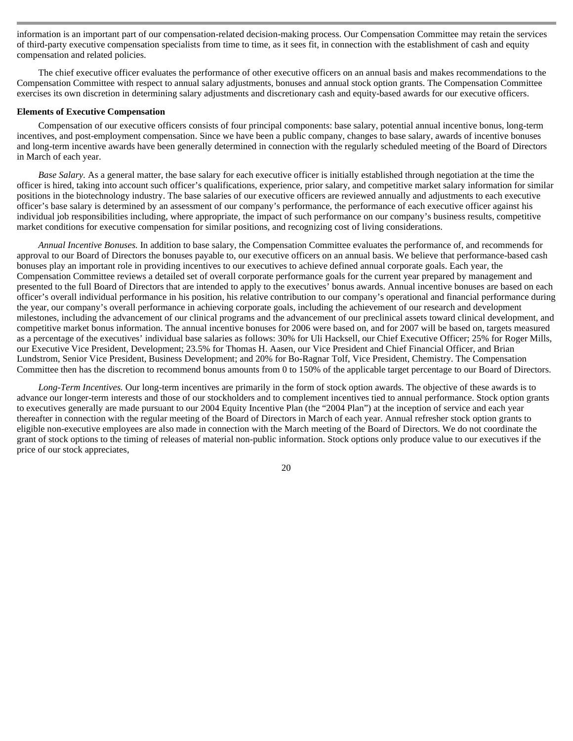information is an important part of our compensation-related decision-making process. Our Compensation Committee may retain the services of third-party executive compensation specialists from time to time, as it sees fit, in connection with the establishment of cash and equity compensation and related policies.

The chief executive officer evaluates the performance of other executive officers on an annual basis and makes recommendations to the Compensation Committee with respect to annual salary adjustments, bonuses and annual stock option grants. The Compensation Committee exercises its own discretion in determining salary adjustments and discretionary cash and equity-based awards for our executive officers.

**Elements of Executive Compensation**

Compensation of our executive officers consists of four principal components: base salary, potential annual incentive bonus, long-term incentives, and post-employment compensation. Since we have been a public company, changes to base salary, awards of incentive bonuses and long-term incentive awards have been generally determined in connection with the regularly scheduled meeting of the Board of Directors in March of each year.

*Base Salary.* As a general matter, the base salary for each executive officer is initially established through negotiation at the time the officer is hired, taking into account such officer's qualifications, experience, prior salary, and competitive market salary information for similar positions in the biotechnology industry. The base salaries of our executive officers are reviewed annually and adjustments to each executive officer's base salary is determined by an assessment of our company's performance, the performance of each executive officer against his individual job responsibilities including, where appropriate, the impact of such performance on our company's business results, competitive market conditions for executive compensation for similar positions, and recognizing cost of living considerations.

*Annual Incentive Bonuses.* In addition to base salary, the Compensation Committee evaluates the performance of, and recommends for approval to our Board of Directors the bonuses payable to, our executive officers on an annual basis. We believe that performance-based cash bonuses play an important role in providing incentives to our executives to achieve defined annual corporate goals. Each year, the Compensation Committee reviews a detailed set of overall corporate performance goals for the current year prepared by management and presented to the full Board of Directors that are intended to apply to the executives' bonus awards. Annual incentive bonuses are based on each officer's overall individual performance in his position, his relative contribution to our company's operational and financial performance during the year, our company's overall performance in achieving corporate goals, including the achievement of our research and development milestones, including the advancement of our clinical programs and the advancement of our preclinical assets toward clinical development, and competitive market bonus information. The annual incentive bonuses for 2006 were based on, and for 2007 will be based on, targets measured as a percentage of the executives' individual base salaries as follows: 30% for Uli Hacksell, our Chief Executive Officer; 25% for Roger Mills, our Executive Vice President, Development; 23.5% for Thomas H. Aasen, our Vice President and Chief Financial Officer, and Brian Lundstrom, Senior Vice President, Business Development; and 20% for Bo-Ragnar Tolf, Vice President, Chemistry. The Compensation Committee then has the discretion to recommend bonus amounts from 0 to 150% of the applicable target percentage to our Board of Directors.

*Long-Term Incentives.* Our long-term incentives are primarily in the form of stock option awards. The objective of these awards is to advance our longer-term interests and those of our stockholders and to complement incentives tied to annual performance. Stock option grants to executives generally are made pursuant to our 2004 Equity Incentive Plan (the "2004 Plan") at the inception of service and each year thereafter in connection with the regular meeting of the Board of Directors in March of each year. Annual refresher stock option grants to eligible non-executive employees are also made in connection with the March meeting of the Board of Directors. We do not coordinate the grant of stock options to the timing of releases of material non-public information. Stock options only produce value to our executives if the price of our stock appreciates,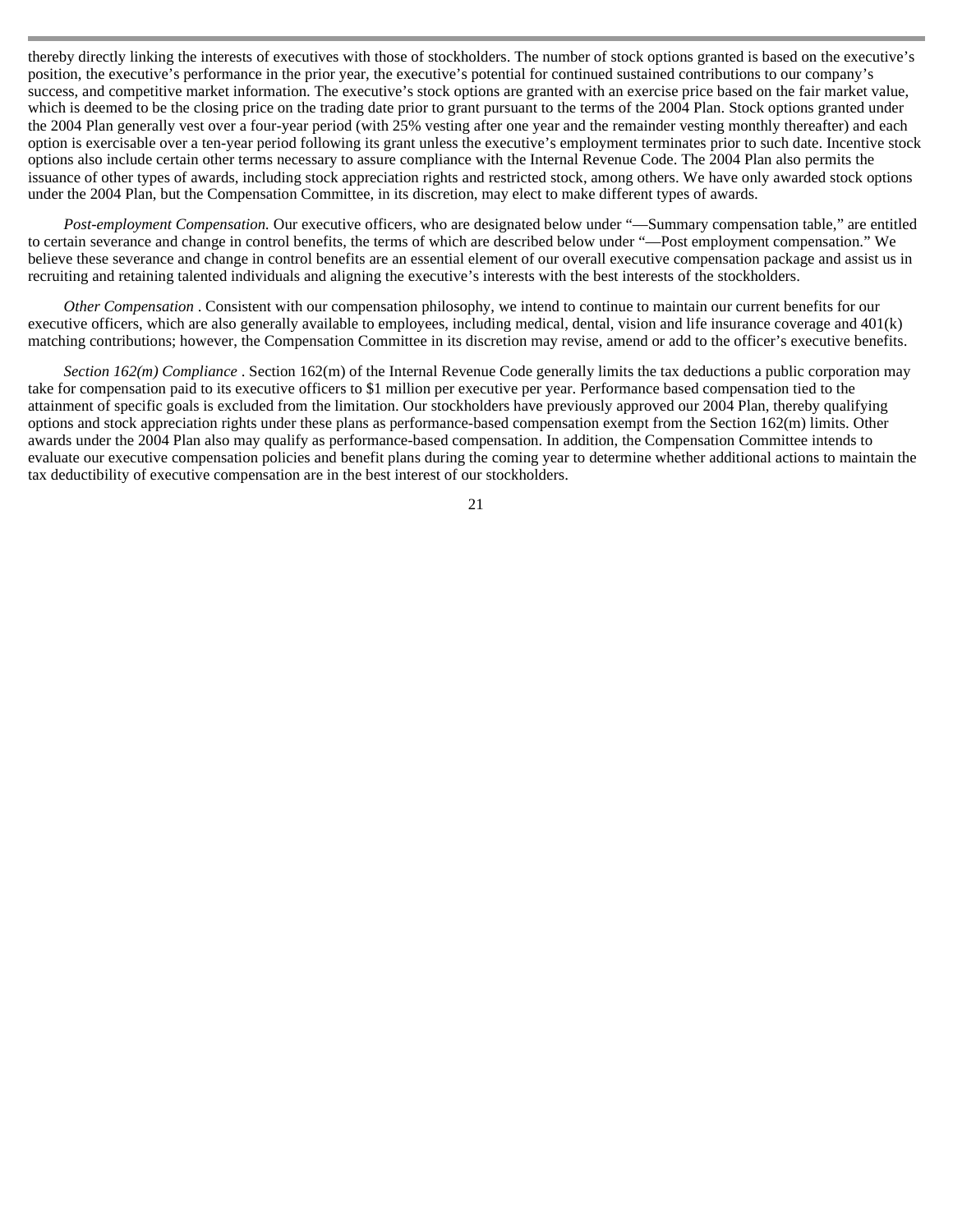thereby directly linking the interests of executives with those of stockholders. The number of stock options granted is based on the executive's position, the executive's performance in the prior year, the executive's potential for continued sustained contributions to our company's success, and competitive market information. The executive's stock options are granted with an exercise price based on the fair market value, which is deemed to be the closing price on the trading date prior to grant pursuant to the terms of the 2004 Plan. Stock options granted under the 2004 Plan generally vest over a four-year period (with 25% vesting after one year and the remainder vesting monthly thereafter) and each option is exercisable over a ten-year period following its grant unless the executive's employment terminates prior to such date. Incentive stock options also include certain other terms necessary to assure compliance with the Internal Revenue Code. The 2004 Plan also permits the issuance of other types of awards, including stock appreciation rights and restricted stock, among others. We have only awarded stock options under the 2004 Plan, but the Compensation Committee, in its discretion, may elect to make different types of awards.

*Post-employment Compensation.* Our executive officers, who are designated below under "—Summary compensation table," are entitled to certain severance and change in control benefits, the terms of which are described below under "—Post employment compensation." We believe these severance and change in control benefits are an essential element of our overall executive compensation package and assist us in recruiting and retaining talented individuals and aligning the executive's interests with the best interests of the stockholders.

*Other Compensation* . Consistent with our compensation philosophy, we intend to continue to maintain our current benefits for our executive officers, which are also generally available to employees, including medical, dental, vision and life insurance coverage and 401(k) matching contributions; however, the Compensation Committee in its discretion may revise, amend or add to the officer's executive benefits.

*Section 162(m) Compliance* . Section 162(m) of the Internal Revenue Code generally limits the tax deductions a public corporation may take for compensation paid to its executive officers to $1 million per executive per year. Performance based compensation tied to the attainment of specific goals is excluded from the limitation. Our stockholders have previously approved our 2004 Plan, thereby qualifying options and stock appreciation rights under these plans as performance-based compensation exempt from the Section 162(m) limits. Other awards under the 2004 Plan also may qualify as performance-based compensation. In addition, the Compensation Committee intends to evaluate our executive compensation policies and benefit plans during the coming year to determine whether additional actions to maintain the tax deductibility of executive compensation are in the best interest of our stockholders.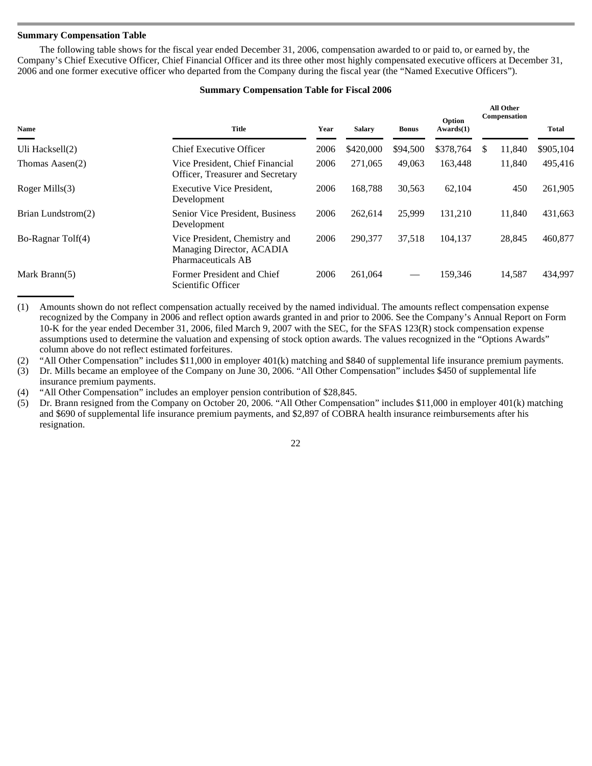**Summary Compensation Table**

The following table shows for the fiscal year ended December 31, 2006, compensation awarded to or paid to, or earned by, the Company's Chief Executive Officer, Chief Financial Officer and its three other most highly compensated executive officers at December 31, 2006 and one former executive officer who departed from the Company during the fiscal year (the "Named Executive Officers").

**Summary Compensation Table for Fiscal 2006**

| Name | Title | Year | Salary | Bonus | Option Awards(1) | All Other Compensation | Total |
|---|---|---|---|---|---|---|---|
| Uli Hacksell(2) | Chief Executive Officer | 2006 | $420,000 | $94,500 | $378,764 | $ 11,840 | $905,104 |
| Thomas Aasen(2) | Vice President, Chief Financial Officer, Treasurer and Secretary | 2006 | 271,065 | 49,063 | 163,448 | 11,840 | 495,416 |
| Roger Mills(3) | Executive Vice President, Development | 2006 | 168,788 | 30,563 | 62,104 | 450 | 261,905 |
| Brian Lundstrom(2) | Senior Vice President, Business Development | 2006 | 262,614 | 25,999 | 131,210 | 11,840 | 431,663 |
| Bo-Ragnar Tolf(4) | Vice President, Chemistry and Managing Director, ACADIA Pharmaceuticals AB | 2006 | 290,377 | 37,518 | 104,137 | 28,845 | 460,877 |
| Mark Brann(5) | Former President and Chief Scientific Officer | 2006 | 261,064 | — | 159,346 | 14,587 | 434,997 |

(1) Amounts shown do not reflect compensation actually received by the named individual. The amounts reflect compensation expense recognized by the Company in 2006 and reflect option awards granted in and prior to 2006. See the Company's Annual Report on Form 10-K for the year ended December 31, 2006, filed March 9, 2007 with the SEC, for the SFAS 123(R) stock compensation expense assumptions used to determine the valuation and expensing of stock option awards. The values recognized in the "Options Awards" column above do not reflect estimated forfeitures.

(2) "All Other Compensation" includes $11,000 in employer 401(k) matching and $840 of supplemental life insurance premium payments.

(3) Dr. Mills became an employee of the Company on June 30, 2006. "All Other Compensation" includes $450 of supplemental life insurance premium payments.

(4) "All Other Compensation" includes an employer pension contribution of $28,845.

(5) Dr. Brann resigned from the Company on October 20, 2006. "All Other Compensation" includes $11,000 in employer 401(k) matching and $690 of supplemental life insurance premium payments, and $2,897 of COBRA health insurance reimbursements after his resignation.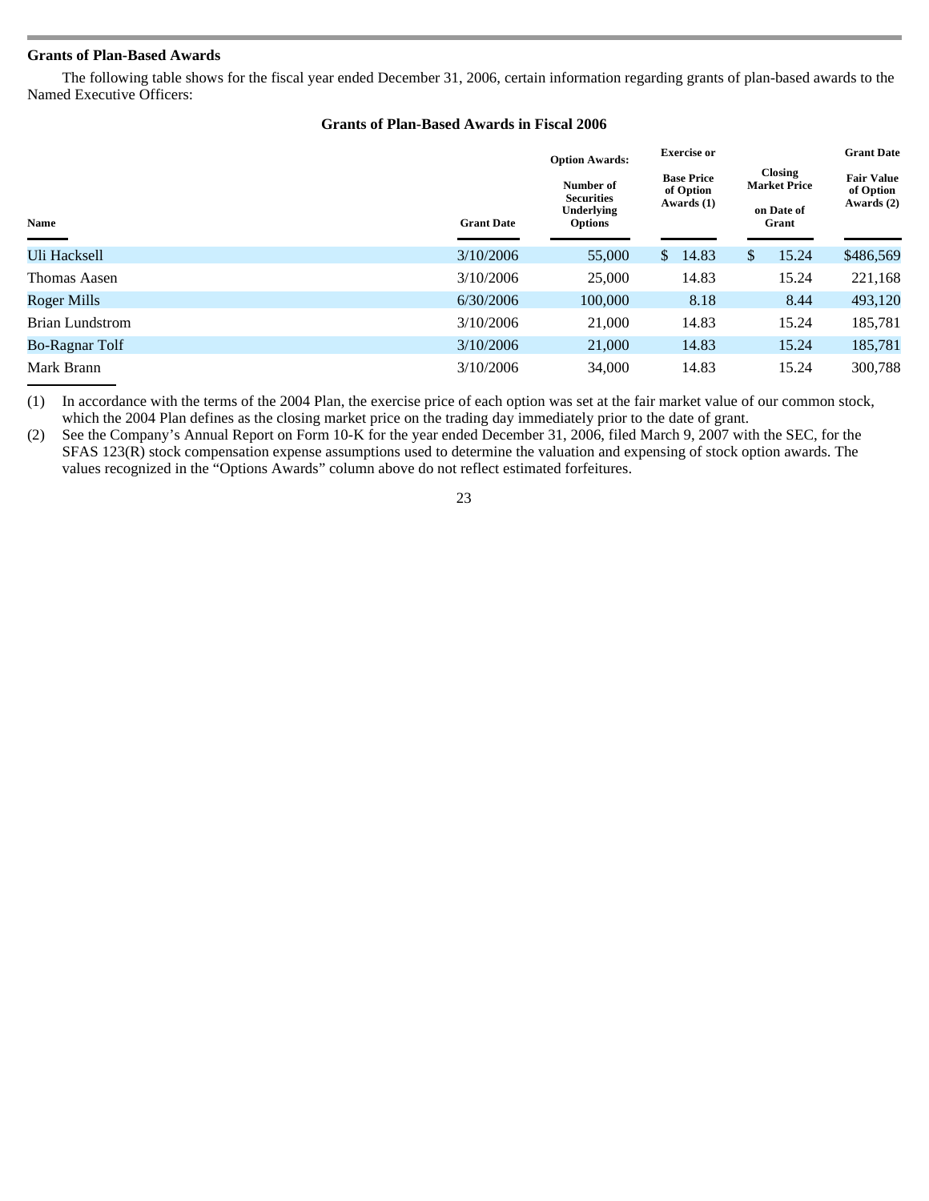### Grants of Plan-Based Awards

The following table shows for the fiscal year ended December 31, 2006, certain information regarding grants of plan-based awards to the Named Executive Officers:

**Grants of Plan-Based Awards in Fiscal 2006**

| Name | Grant Date | Option Awards: Number of Securities Underlying Options | Exercise or Base Price of Option Awards (1) | Closing Market Price on Date of Grant | Grant Date Fair Value of Option Awards (2) |
|---|---|---|---|---|---|
| Uli Hacksell | 3/10/2006 | 55,000 | $ 14.83 | $ 15.24 | $486,569 |
| Thomas Aasen | 3/10/2006 | 25,000 | 14.83 | 15.24 | 221,168 |
| Roger Mills | 6/30/2006 | 100,000 | 8.18 | 8.44 | 493,120 |
| Brian Lundstrom | 3/10/2006 | 21,000 | 14.83 | 15.24 | 185,781 |
| Bo-Ragnar Tolf | 3/10/2006 | 21,000 | 14.83 | 15.24 | 185,781 |
| Mark Brann | 3/10/2006 | 34,000 | 14.83 | 15.24 | 300,788 |

(1) In accordance with the terms of the 2004 Plan, the exercise price of each option was set at the fair market value of our common stock, which the 2004 Plan defines as the closing market price on the trading day immediately prior to the date of grant.

(2) See the Company's Annual Report on Form 10-K for the year ended December 31, 2006, filed March 9, 2007 with the SEC, for the SFAS 123(R) stock compensation expense assumptions used to determine the valuation and expensing of stock option awards. The values recognized in the "Options Awards" column above do not reflect estimated forfeitures.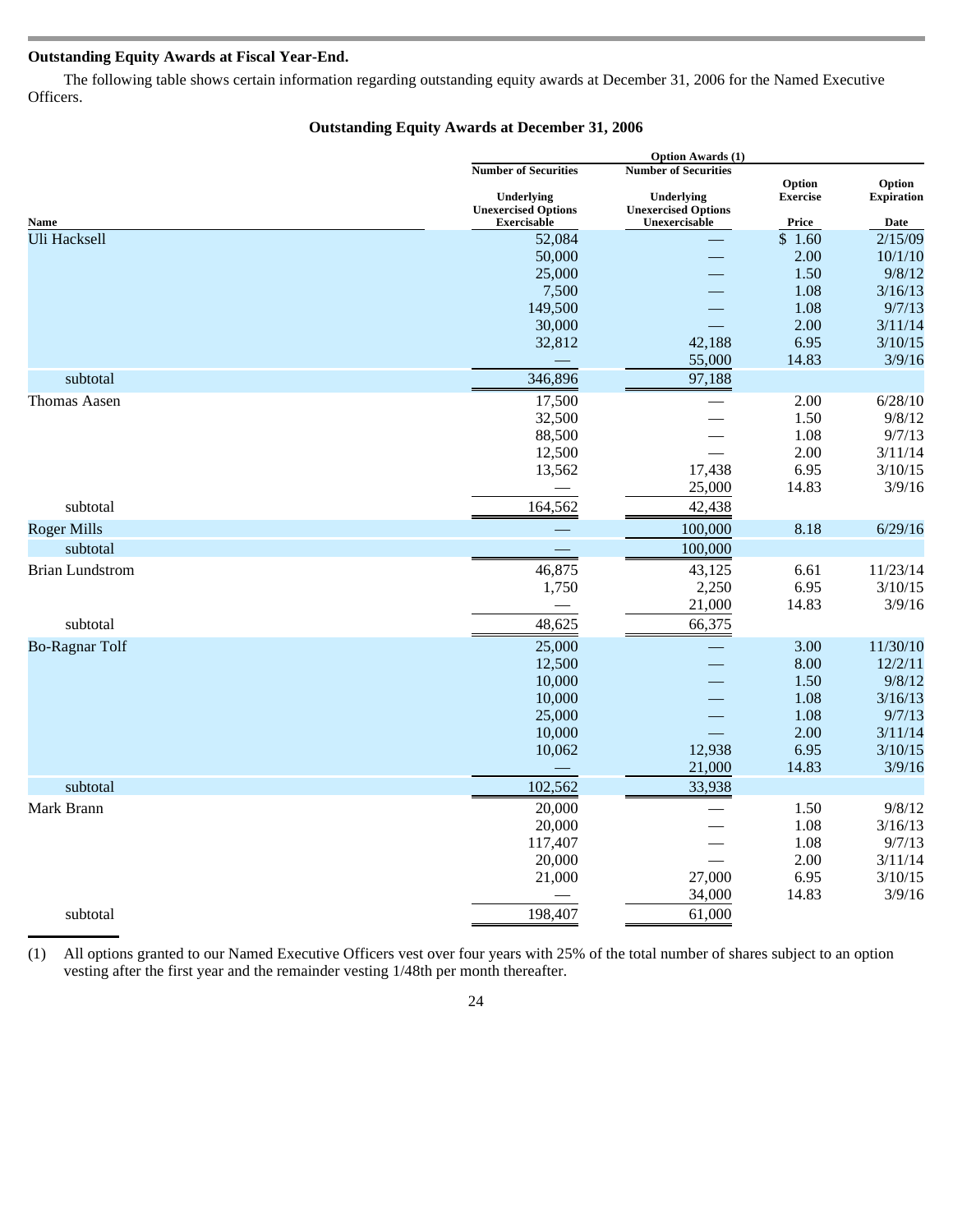### Outstanding Equity Awards at Fiscal Year-End.

The following table shows certain information regarding outstanding equity awards at December 31, 2006 for the Named Executive Officers.

**Outstanding Equity Awards at December 31, 2006**

| | Option Awards (1) | | | |
|---|---|---|---|---|
| Name | Number of Securities Underlying Unexercised Options Exercisable | Number of Securities Underlying Unexercised Options Unexercisable | Option Exercise Price | Option Expiration Date |
| Uli Hacksell | 52,084 | — | $ 1.60 | 2/15/09 |
| | 50,000 | — | 2.00 | 10/1/10 |
| | 25,000 | — | 1.50 | 9/8/12 |
| | 7,500 | — | 1.08 | 3/16/13 |
| | 149,500 | — | 1.08 | 9/7/13 |
| | 30,000 | — | 2.00 | 3/11/14 |
| | 32,812 | 42,188 | 6.95 | 3/10/15 |
| | — | 55,000 | 14.83 | 3/9/16 |
| subtotal | 346,896 | 97,188 | | |
| Thomas Aasen | 17,500 | — | 2.00 | 6/28/10 |
| | 32,500 | — | 1.50 | 9/8/12 |
| | 88,500 | — | 1.08 | 9/7/13 |
| | 12,500 | — | 2.00 | 3/11/14 |
| | 13,562 | 17,438 | 6.95 | 3/10/15 |
| | — | 25,000 | 14.83 | 3/9/16 |
| subtotal | 164,562 | 42,438 | | |
| Roger Mills | — | 100,000 | 8.18 | 6/29/16 |
| subtotal | — | 100,000 | | |
| Brian Lundstrom | 46,875 | 43,125 | 6.61 | 11/23/14 |
| | 1,750 | 2,250 | 6.95 | 3/10/15 |
| | — | 21,000 | 14.83 | 3/9/16 |
| subtotal | 48,625 | 66,375 | | |
| Bo-Ragnar Tolf | 25,000 | — | 3.00 | 11/30/10 |
| | 12,500 | — | 8.00 | 12/2/11 |
| | 10,000 | — | 1.50 | 9/8/12 |
| | 10,000 | — | 1.08 | 3/16/13 |
| | 25,000 | — | 1.08 | 9/7/13 |
| | 10,000 | — | 2.00 | 3/11/14 |
| | 10,062 | 12,938 | 6.95 | 3/10/15 |
| | — | 21,000 | 14.83 | 3/9/16 |
| subtotal | 102,562 | 33,938 | | |
| Mark Brann | 20,000 | — | 1.50 | 9/8/12 |
| | 20,000 | — | 1.08 | 3/16/13 |
| | 117,407 | — | 1.08 | 9/7/13 |
| | 20,000 | — | 2.00 | 3/11/14 |
| | 21,000 | 27,000 | 6.95 | 3/10/15 |
| | — | 34,000 | 14.83 | 3/9/16 |
| subtotal | 198,407 | 61,000 | | |

(1) All options granted to our Named Executive Officers vest over four years with 25% of the total number of shares subject to an option vesting after the first year and the remainder vesting 1/48th per month thereafter.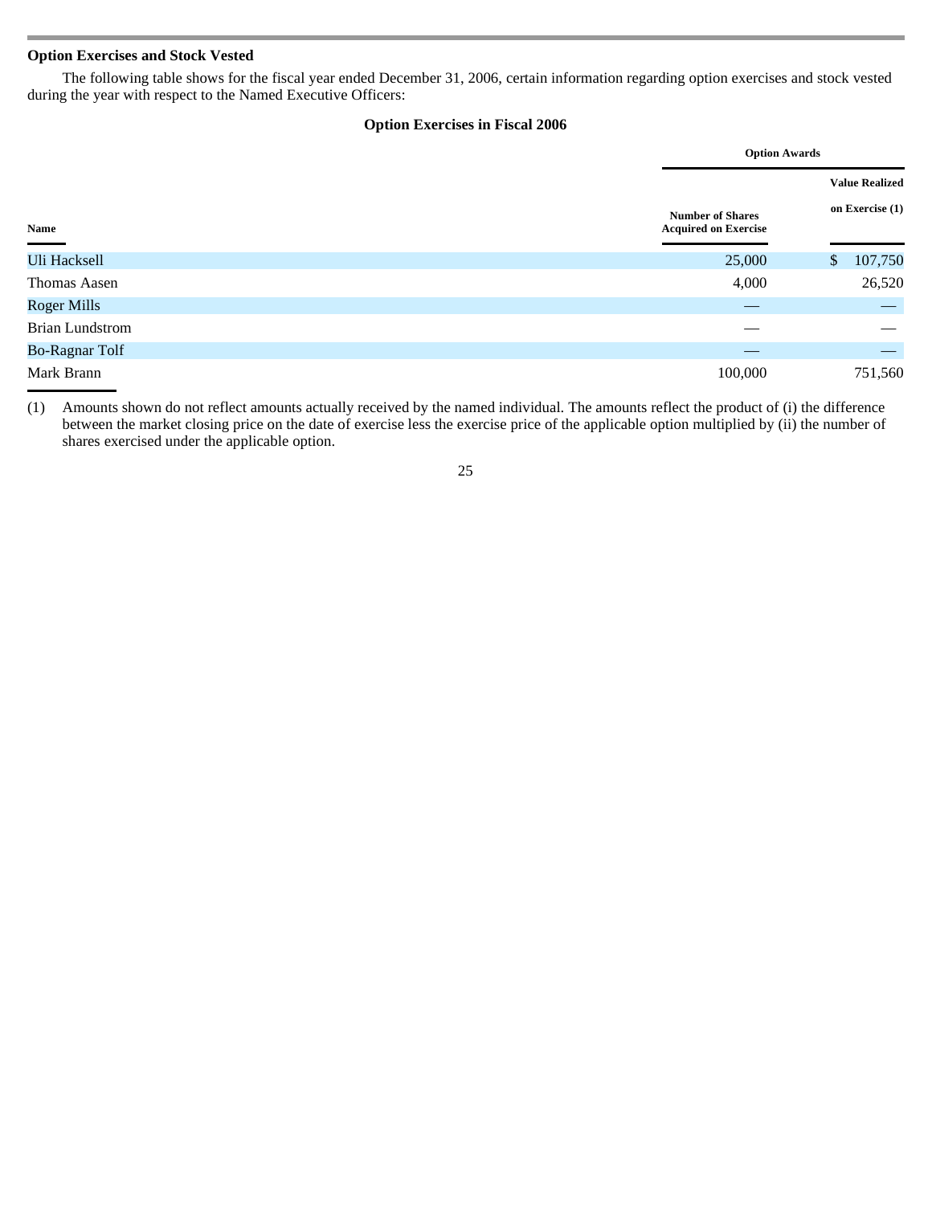### Option Exercises and Stock Vested

The following table shows for the fiscal year ended December 31, 2006, certain information regarding option exercises and stock vested during the year with respect to the Named Executive Officers:

**Option Exercises in Fiscal 2006**

| | Option Awards | |
|---|---|---|
| Name | Number of Shares Acquired on Exercise | Value Realized on Exercise (1) |
| Uli Hacksell | 25,000 | $ 107,750 |
| Thomas Aasen | 4,000 | 26,520 |
| Roger Mills | — | — |
| Brian Lundstrom | — | — |
| Bo-Ragnar Tolf | — | — |
| Mark Brann | 100,000 | 751,560 |

(1) Amounts shown do not reflect amounts actually received by the named individual. The amounts reflect the product of (i) the difference between the market closing price on the date of exercise less the exercise price of the applicable option multiplied by (ii) the number of shares exercised under the applicable option.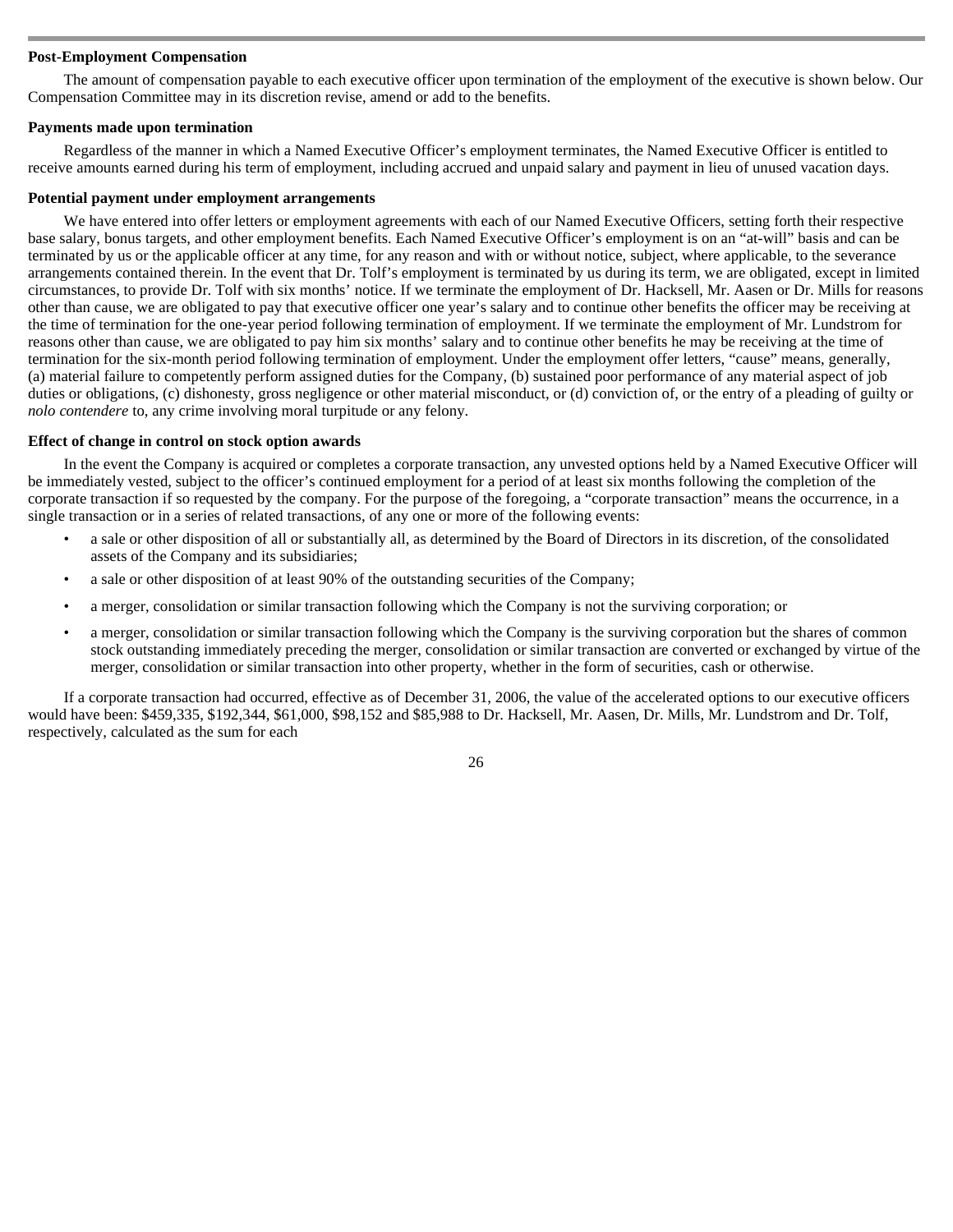**Post-Employment Compensation**

The amount of compensation payable to each executive officer upon termination of the employment of the executive is shown below. Our Compensation Committee may in its discretion revise, amend or add to the benefits.

**Payments made upon termination**

Regardless of the manner in which a Named Executive Officer's employment terminates, the Named Executive Officer is entitled to receive amounts earned during his term of employment, including accrued and unpaid salary and payment in lieu of unused vacation days.

**Potential payment under employment arrangements**

We have entered into offer letters or employment agreements with each of our Named Executive Officers, setting forth their respective base salary, bonus targets, and other employment benefits. Each Named Executive Officer's employment is on an "at-will" basis and can be terminated by us or the applicable officer at any time, for any reason and with or without notice, subject, where applicable, to the severance arrangements contained therein. In the event that Dr. Tolf's employment is terminated by us during its term, we are obligated, except in limited circumstances, to provide Dr. Tolf with six months' notice. If we terminate the employment of Dr. Hacksell, Mr. Aasen or Dr. Mills for reasons other than cause, we are obligated to pay that executive officer one year's salary and to continue other benefits the officer may be receiving at the time of termination for the one-year period following termination of employment. If we terminate the employment of Mr. Lundstrom for reasons other than cause, we are obligated to pay him six months' salary and to continue other benefits he may be receiving at the time of termination for the six-month period following termination of employment. Under the employment offer letters, "cause" means, generally, (a) material failure to competently perform assigned duties for the Company, (b) sustained poor performance of any material aspect of job duties or obligations, (c) dishonesty, gross negligence or other material misconduct, or (d) conviction of, or the entry of a pleading of guilty or *nolo contendere* to, any crime involving moral turpitude or any felony.

**Effect of change in control on stock option awards**

In the event the Company is acquired or completes a corporate transaction, any unvested options held by a Named Executive Officer will be immediately vested, subject to the officer's continued employment for a period of at least six months following the completion of the corporate transaction if so requested by the company. For the purpose of the foregoing, a "corporate transaction" means the occurrence, in a single transaction or in a series of related transactions, of any one or more of the following events:

- a sale or other disposition of all or substantially all, as determined by the Board of Directors in its discretion, of the consolidated assets of the Company and its subsidiaries;
- a sale or other disposition of at least 90% of the outstanding securities of the Company;
- a merger, consolidation or similar transaction following which the Company is not the surviving corporation; or
- a merger, consolidation or similar transaction following which the Company is the surviving corporation but the shares of common stock outstanding immediately preceding the merger, consolidation or similar transaction are converted or exchanged by virtue of the merger, consolidation or similar transaction into other property, whether in the form of securities, cash or otherwise.

If a corporate transaction had occurred, effective as of December 31, 2006, the value of the accelerated options to our executive officers would have been: $459,335, $192,344, $61,000, $98,152 and $85,988 to Dr. Hacksell, Mr. Aasen, Dr. Mills, Mr. Lundstrom and Dr. Tolf, respectively, calculated as the sum for each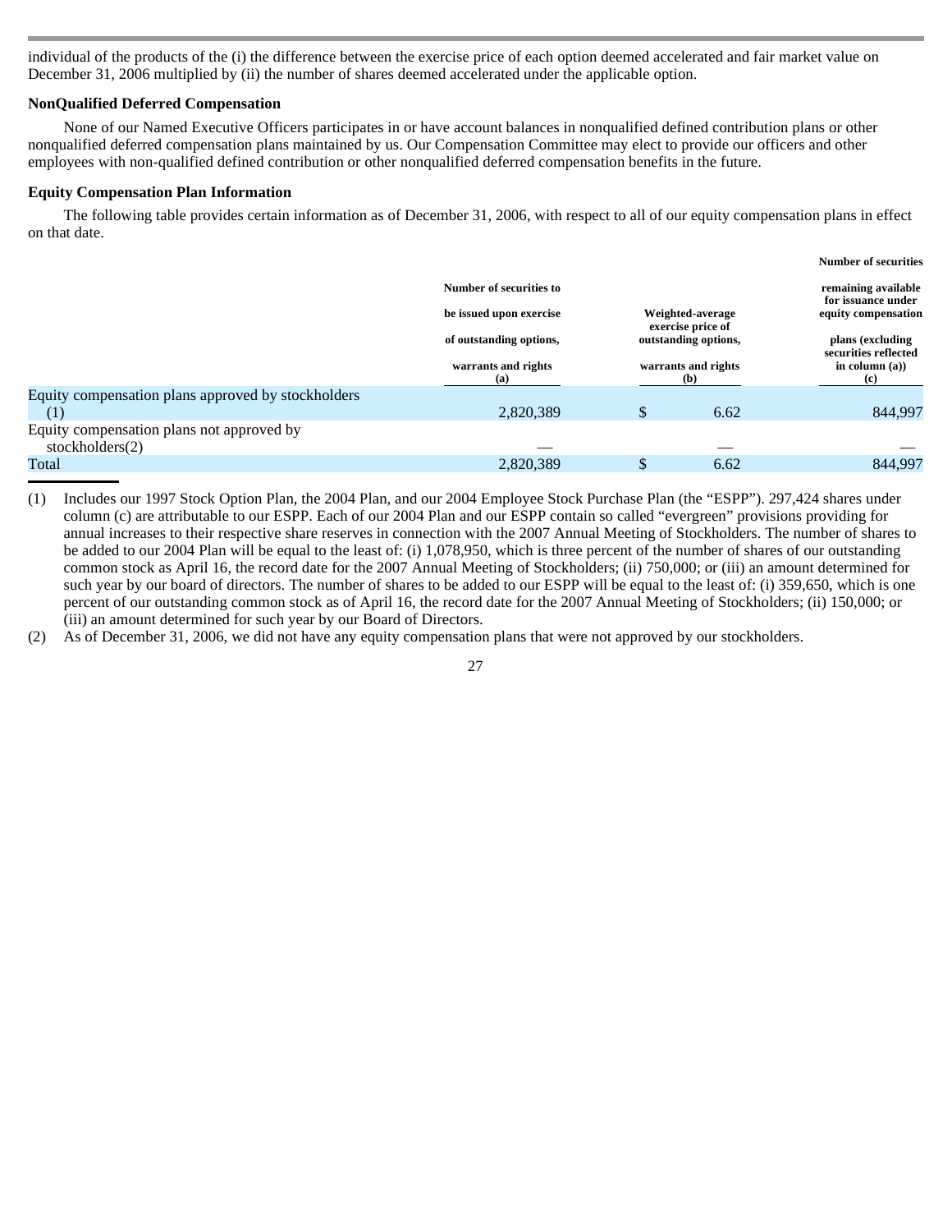individual of the products of the (i) the difference between the exercise price of each option deemed accelerated and fair market value on December 31, 2006 multiplied by (ii) the number of shares deemed accelerated under the applicable option.

### NonQualified Deferred Compensation

None of our Named Executive Officers participates in or have account balances in nonqualified defined contribution plans or other nonqualified deferred compensation plans maintained by us. Our Compensation Committee may elect to provide our officers and other employees with non-qualified defined contribution or other nonqualified deferred compensation benefits in the future.

### Equity Compensation Plan Information

The following table provides certain information as of December 31, 2006, with respect to all of our equity compensation plans in effect on that date.

| | Number of securities to be issued upon exercise of outstanding options, warrants and rights (a) | Weighted-average exercise price of outstanding options, warrants and rights (b) | Number of securities remaining available for issuance under equity compensation plans (excluding securities reflected in column (a)) (c) |
|---|---|---|---|
| Equity compensation plans approved by stockholders (1) | 2,820,389 | $ 6.62 | 844,997 |
| Equity compensation plans not approved by stockholders(2) | — | — | — |
| Total | 2,820,389 | $ 6.62 | 844,997 |

(1) Includes our 1997 Stock Option Plan, the 2004 Plan, and our 2004 Employee Stock Purchase Plan (the "ESPP"). 297,424 shares under column (c) are attributable to our ESPP. Each of our 2004 Plan and our ESPP contain so called "evergreen" provisions providing for annual increases to their respective share reserves in connection with the 2007 Annual Meeting of Stockholders. The number of shares to be added to our 2004 Plan will be equal to the least of: (i) 1,078,950, which is three percent of the number of shares of our outstanding common stock as April 16, the record date for the 2007 Annual Meeting of Stockholders; (ii) 750,000; or (iii) an amount determined for such year by our board of directors. The number of shares to be added to our ESPP will be equal to the least of: (i) 359,650, which is one percent of our outstanding common stock as of April 16, the record date for the 2007 Annual Meeting of Stockholders; (ii) 150,000; or (iii) an amount determined for such year by our Board of Directors.

(2) As of December 31, 2006, we did not have any equity compensation plans that were not approved by our stockholders.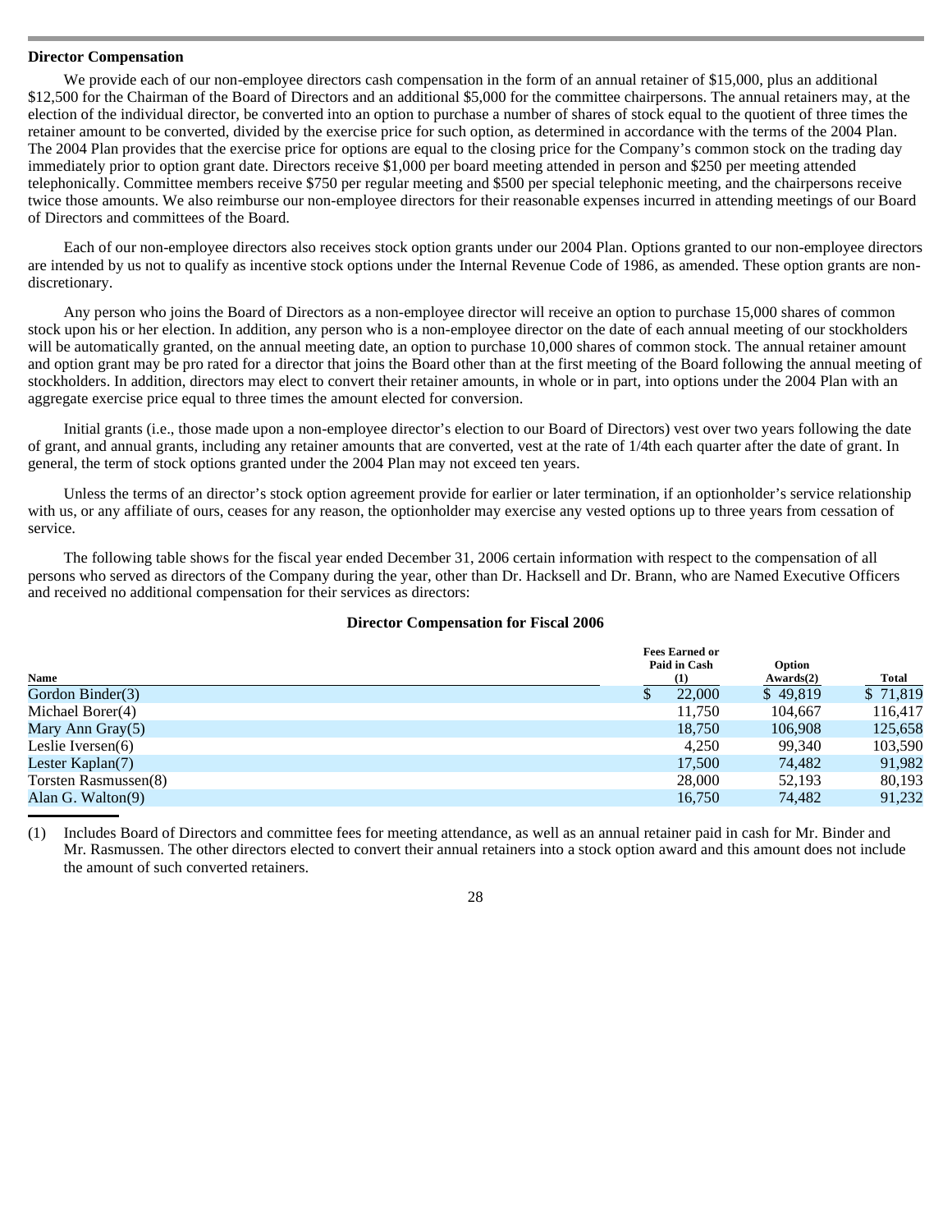### Director Compensation

We provide each of our non-employee directors cash compensation in the form of an annual retainer of $15,000, plus an additional $12,500 for the Chairman of the Board of Directors and an additional $5,000 for the committee chairpersons. The annual retainers may, at the election of the individual director, be converted into an option to purchase a number of shares of stock equal to the quotient of three times the retainer amount to be converted, divided by the exercise price for such option, as determined in accordance with the terms of the 2004 Plan. The 2004 Plan provides that the exercise price for options are equal to the closing price for the Company's common stock on the trading day immediately prior to option grant date. Directors receive $1,000 per board meeting attended in person and $250 per meeting attended telephonically. Committee members receive $750 per regular meeting and $500 per special telephonic meeting, and the chairpersons receive twice those amounts. We also reimburse our non-employee directors for their reasonable expenses incurred in attending meetings of our Board of Directors and committees of the Board.

Each of our non-employee directors also receives stock option grants under our 2004 Plan. Options granted to our non-employee directors are intended by us not to qualify as incentive stock options under the Internal Revenue Code of 1986, as amended. These option grants are non-discretionary.

Any person who joins the Board of Directors as a non-employee director will receive an option to purchase 15,000 shares of common stock upon his or her election. In addition, any person who is a non-employee director on the date of each annual meeting of our stockholders will be automatically granted, on the annual meeting date, an option to purchase 10,000 shares of common stock. The annual retainer amount and option grant may be pro rated for a director that joins the Board other than at the first meeting of the Board following the annual meeting of stockholders. In addition, directors may elect to convert their retainer amounts, in whole or in part, into options under the 2004 Plan with an aggregate exercise price equal to three times the amount elected for conversion.

Initial grants (i.e., those made upon a non-employee director's election to our Board of Directors) vest over two years following the date of grant, and annual grants, including any retainer amounts that are converted, vest at the rate of 1/4th each quarter after the date of grant. In general, the term of stock options granted under the 2004 Plan may not exceed ten years.

Unless the terms of an director's stock option agreement provide for earlier or later termination, if an optionholder's service relationship with us, or any affiliate of ours, ceases for any reason, the optionholder may exercise any vested options up to three years from cessation of service.

The following table shows for the fiscal year ended December 31, 2006 certain information with respect to the compensation of all persons who served as directors of the Company during the year, other than Dr. Hacksell and Dr. Brann, who are Named Executive Officers and received no additional compensation for their services as directors:

**Director Compensation for Fiscal 2006**

| Name | Fees Earned or Paid in Cash (1) | Option Awards(2) | Total |
|---|---|---|---|
| Gordon Binder(3) | $ 22,000 | $ 49,819 | $ 71,819 |
| Michael Borer(4) | 11,750 | 104,667 | 116,417 |
| Mary Ann Gray(5) | 18,750 | 106,908 | 125,658 |
| Leslie Iversen(6) | 4,250 | 99,340 | 103,590 |
| Lester Kaplan(7) | 17,500 | 74,482 | 91,982 |
| Torsten Rasmussen(8) | 28,000 | 52,193 | 80,193 |
| Alan G. Walton(9) | 16,750 | 74,482 | 91,232 |

(1) Includes Board of Directors and committee fees for meeting attendance, as well as an annual retainer paid in cash for Mr. Binder and Mr. Rasmussen. The other directors elected to convert their annual retainers into a stock option award and this amount does not include the amount of such converted retainers.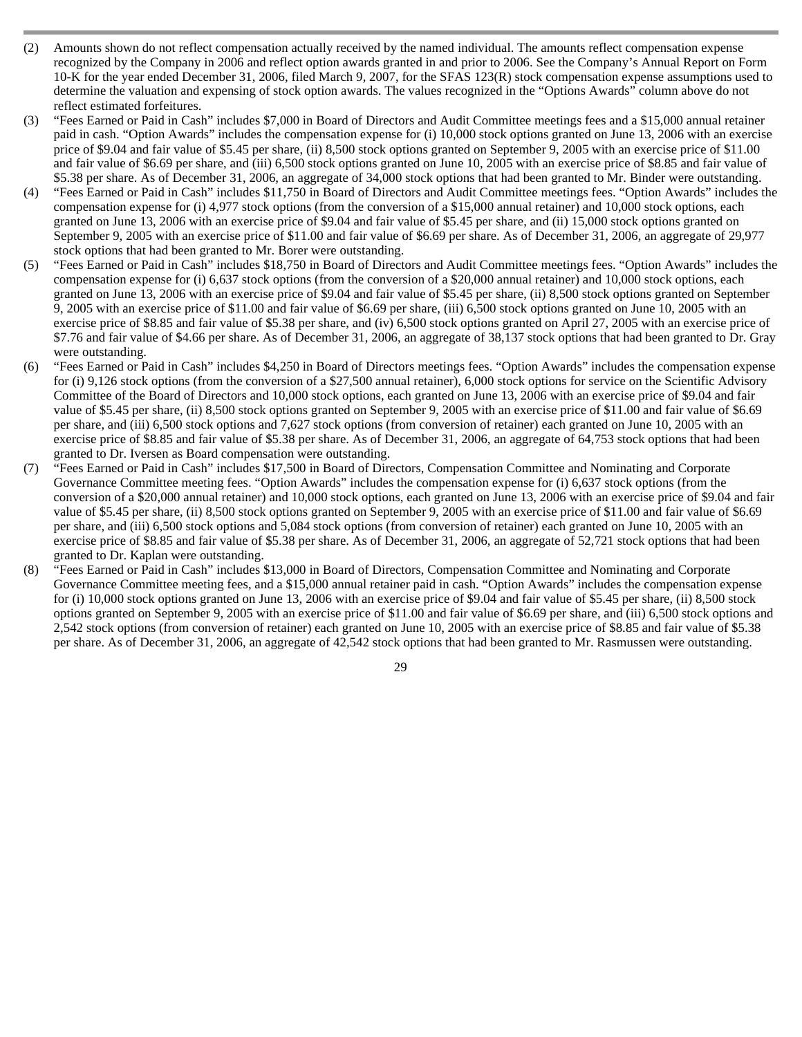(2) Amounts shown do not reflect compensation actually received by the named individual. The amounts reflect compensation expense recognized by the Company in 2006 and reflect option awards granted in and prior to 2006. See the Company's Annual Report on Form 10-K for the year ended December 31, 2006, filed March 9, 2007, for the SFAS 123(R) stock compensation expense assumptions used to determine the valuation and expensing of stock option awards. The values recognized in the "Options Awards" column above do not reflect estimated forfeitures.

(3) "Fees Earned or Paid in Cash" includes $7,000 in Board of Directors and Audit Committee meetings fees and a $15,000 annual retainer paid in cash. "Option Awards" includes the compensation expense for (i) 10,000 stock options granted on June 13, 2006 with an exercise price of $9.04 and fair value of $5.45 per share, (ii) 8,500 stock options granted on September 9, 2005 with an exercise price of $11.00 and fair value of $6.69 per share, and (iii) 6,500 stock options granted on June 10, 2005 with an exercise price of $8.85 and fair value of $5.38 per share. As of December 31, 2006, an aggregate of 34,000 stock options that had been granted to Mr. Binder were outstanding.

(4) "Fees Earned or Paid in Cash" includes $11,750 in Board of Directors and Audit Committee meetings fees. "Option Awards" includes the compensation expense for (i) 4,977 stock options (from the conversion of a $15,000 annual retainer) and 10,000 stock options, each granted on June 13, 2006 with an exercise price of $9.04 and fair value of $5.45 per share, and (ii) 15,000 stock options granted on September 9, 2005 with an exercise price of $11.00 and fair value of $6.69 per share. As of December 31, 2006, an aggregate of 29,977 stock options that had been granted to Mr. Borer were outstanding.

(5) "Fees Earned or Paid in Cash" includes $18,750 in Board of Directors and Audit Committee meetings fees. "Option Awards" includes the compensation expense for (i) 6,637 stock options (from the conversion of a $20,000 annual retainer) and 10,000 stock options, each granted on June 13, 2006 with an exercise price of $9.04 and fair value of $5.45 per share, (ii) 8,500 stock options granted on September 9, 2005 with an exercise price of $11.00 and fair value of $6.69 per share, (iii) 6,500 stock options granted on June 10, 2005 with an exercise price of $8.85 and fair value of $5.38 per share, and (iv) 6,500 stock options granted on April 27, 2005 with an exercise price of $7.76 and fair value of $4.66 per share. As of December 31, 2006, an aggregate of 38,137 stock options that had been granted to Dr. Gray were outstanding.

(6) "Fees Earned or Paid in Cash" includes $4,250 in Board of Directors meetings fees. "Option Awards" includes the compensation expense for (i) 9,126 stock options (from the conversion of a $27,500 annual retainer), 6,000 stock options for service on the Scientific Advisory Committee of the Board of Directors and 10,000 stock options, each granted on June 13, 2006 with an exercise price of $9.04 and fair value of $5.45 per share, (ii) 8,500 stock options granted on September 9, 2005 with an exercise price of $11.00 and fair value of $6.69 per share, and (iii) 6,500 stock options and 7,627 stock options (from conversion of retainer) each granted on June 10, 2005 with an exercise price of $8.85 and fair value of $5.38 per share. As of December 31, 2006, an aggregate of 64,753 stock options that had been granted to Dr. Iversen as Board compensation were outstanding.

(7) "Fees Earned or Paid in Cash" includes $17,500 in Board of Directors, Compensation Committee and Nominating and Corporate Governance Committee meeting fees. "Option Awards" includes the compensation expense for (i) 6,637 stock options (from the conversion of a $20,000 annual retainer) and 10,000 stock options, each granted on June 13, 2006 with an exercise price of $9.04 and fair value of $5.45 per share, (ii) 8,500 stock options granted on September 9, 2005 with an exercise price of $11.00 and fair value of $6.69 per share, and (iii) 6,500 stock options and 5,084 stock options (from conversion of retainer) each granted on June 10, 2005 with an exercise price of $8.85 and fair value of $5.38 per share. As of December 31, 2006, an aggregate of 52,721 stock options that had been granted to Dr. Kaplan were outstanding.

(8) "Fees Earned or Paid in Cash" includes $13,000 in Board of Directors, Compensation Committee and Nominating and Corporate Governance Committee meeting fees, and a $15,000 annual retainer paid in cash. "Option Awards" includes the compensation expense for (i) 10,000 stock options granted on June 13, 2006 with an exercise price of $9.04 and fair value of $5.45 per share, (ii) 8,500 stock options granted on September 9, 2005 with an exercise price of $11.00 and fair value of $6.69 per share, and (iii) 6,500 stock options and 2,542 stock options (from conversion of retainer) each granted on June 10, 2005 with an exercise price of $8.85 and fair value of $5.38 per share. As of December 31, 2006, an aggregate of 42,542 stock options that had been granted to Mr. Rasmussen were outstanding.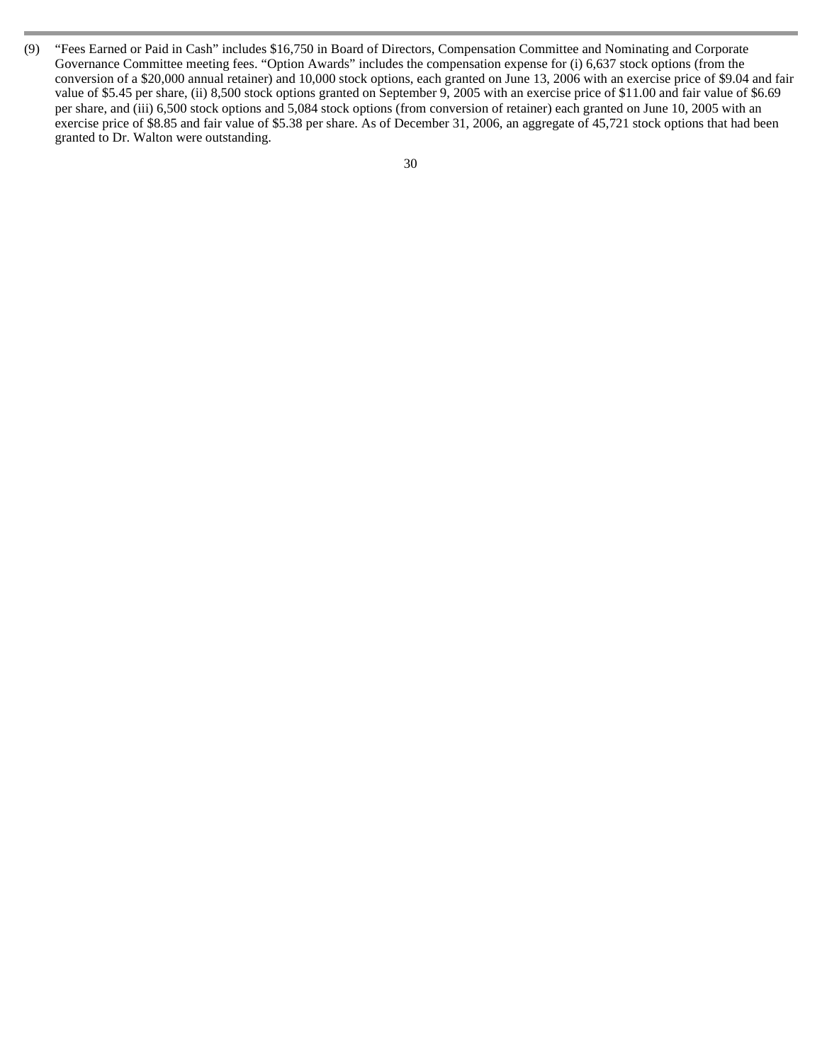(9) “Fees Earned or Paid in Cash” includes $16,750 in Board of Directors, Compensation Committee and Nominating and Corporate Governance Committee meeting fees. “Option Awards” includes the compensation expense for (i) 6,637 stock options (from the conversion of a $20,000 annual retainer) and 10,000 stock options, each granted on June 13, 2006 with an exercise price of $9.04 and fair value of $5.45 per share, (ii) 8,500 stock options granted on September 9, 2005 with an exercise price of $11.00 and fair value of $6.69 per share, and (iii) 6,500 stock options and 5,084 stock options (from conversion of retainer) each granted on June 10, 2005 with an exercise price of $8.85 and fair value of $5.38 per share. As of December 31, 2006, an aggregate of 45,721 stock options that had been granted to Dr. Walton were outstanding.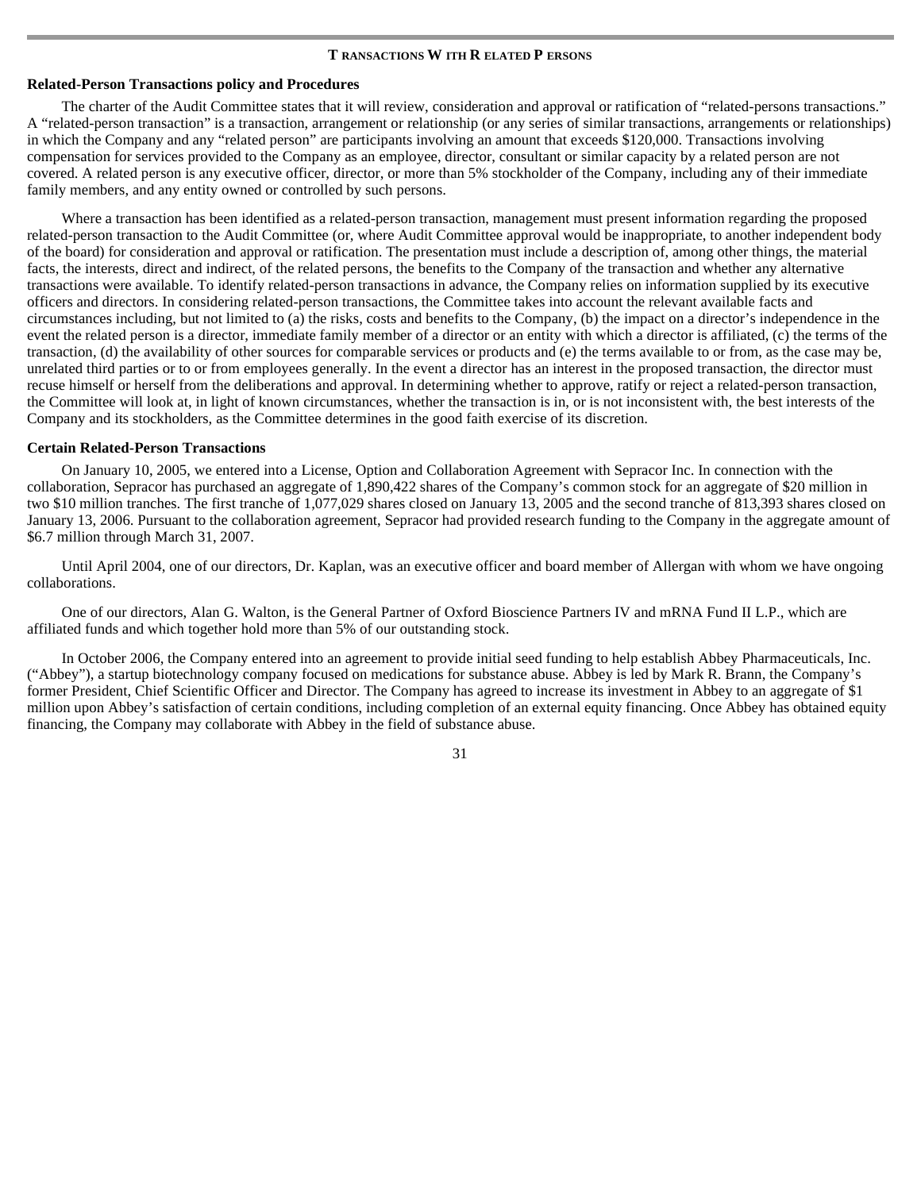## Transactions With Related Persons

### Related-Person Transactions policy and Procedures

The charter of the Audit Committee states that it will review, consideration and approval or ratification of "related-persons transactions." A "related-person transaction" is a transaction, arrangement or relationship (or any series of similar transactions, arrangements or relationships) in which the Company and any "related person" are participants involving an amount that exceeds $120,000. Transactions involving compensation for services provided to the Company as an employee, director, consultant or similar capacity by a related person are not covered. A related person is any executive officer, director, or more than 5% stockholder of the Company, including any of their immediate family members, and any entity owned or controlled by such persons.

Where a transaction has been identified as a related-person transaction, management must present information regarding the proposed related-person transaction to the Audit Committee (or, where Audit Committee approval would be inappropriate, to another independent body of the board) for consideration and approval or ratification. The presentation must include a description of, among other things, the material facts, the interests, direct and indirect, of the related persons, the benefits to the Company of the transaction and whether any alternative transactions were available. To identify related-person transactions in advance, the Company relies on information supplied by its executive officers and directors. In considering related-person transactions, the Committee takes into account the relevant available facts and circumstances including, but not limited to (a) the risks, costs and benefits to the Company, (b) the impact on a director's independence in the event the related person is a director, immediate family member of a director or an entity with which a director is affiliated, (c) the terms of the transaction, (d) the availability of other sources for comparable services or products and (e) the terms available to or from, as the case may be, unrelated third parties or to or from employees generally. In the event a director has an interest in the proposed transaction, the director must recuse himself or herself from the deliberations and approval. In determining whether to approve, ratify or reject a related-person transaction, the Committee will look at, in light of known circumstances, whether the transaction is in, or is not inconsistent with, the best interests of the Company and its stockholders, as the Committee determines in the good faith exercise of its discretion.

### Certain Related-Person Transactions

On January 10, 2005, we entered into a License, Option and Collaboration Agreement with Sepracor Inc. In connection with the collaboration, Sepracor has purchased an aggregate of 1,890,422 shares of the Company's common stock for an aggregate of $20 million in two $10 million tranches. The first tranche of 1,077,029 shares closed on January 13, 2005 and the second tranche of 813,393 shares closed on January 13, 2006. Pursuant to the collaboration agreement, Sepracor had provided research funding to the Company in the aggregate amount of $6.7 million through March 31, 2007.

Until April 2004, one of our directors, Dr. Kaplan, was an executive officer and board member of Allergan with whom we have ongoing collaborations.

One of our directors, Alan G. Walton, is the General Partner of Oxford Bioscience Partners IV and mRNA Fund II L.P., which are affiliated funds and which together hold more than 5% of our outstanding stock.

In October 2006, the Company entered into an agreement to provide initial seed funding to help establish Abbey Pharmaceuticals, Inc. ("Abbey"), a startup biotechnology company focused on medications for substance abuse. Abbey is led by Mark R. Brann, the Company's former President, Chief Scientific Officer and Director. The Company has agreed to increase its investment in Abbey to an aggregate of $1 million upon Abbey's satisfaction of certain conditions, including completion of an external equity financing. Once Abbey has obtained equity financing, the Company may collaborate with Abbey in the field of substance abuse.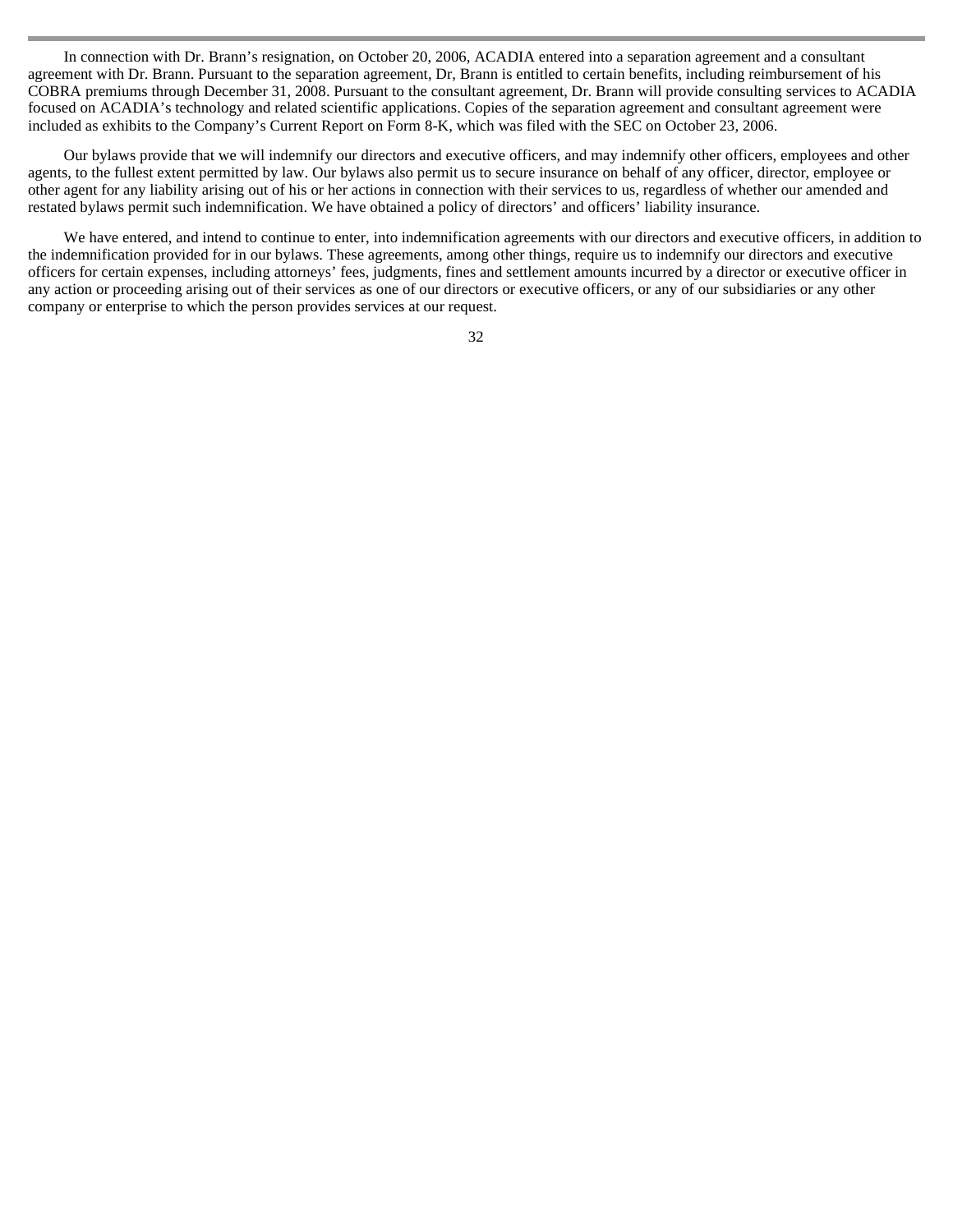In connection with Dr. Brann's resignation, on October 20, 2006, ACADIA entered into a separation agreement and a consultant agreement with Dr. Brann. Pursuant to the separation agreement, Dr, Brann is entitled to certain benefits, including reimbursement of his COBRA premiums through December 31, 2008. Pursuant to the consultant agreement, Dr. Brann will provide consulting services to ACADIA focused on ACADIA's technology and related scientific applications. Copies of the separation agreement and consultant agreement were included as exhibits to the Company's Current Report on Form 8-K, which was filed with the SEC on October 23, 2006.

Our bylaws provide that we will indemnify our directors and executive officers, and may indemnify other officers, employees and other agents, to the fullest extent permitted by law. Our bylaws also permit us to secure insurance on behalf of any officer, director, employee or other agent for any liability arising out of his or her actions in connection with their services to us, regardless of whether our amended and restated bylaws permit such indemnification. We have obtained a policy of directors' and officers' liability insurance.

We have entered, and intend to continue to enter, into indemnification agreements with our directors and executive officers, in addition to the indemnification provided for in our bylaws. These agreements, among other things, require us to indemnify our directors and executive officers for certain expenses, including attorneys' fees, judgments, fines and settlement amounts incurred by a director or executive officer in any action or proceeding arising out of their services as one of our directors or executive officers, or any of our subsidiaries or any other company or enterprise to which the person provides services at our request.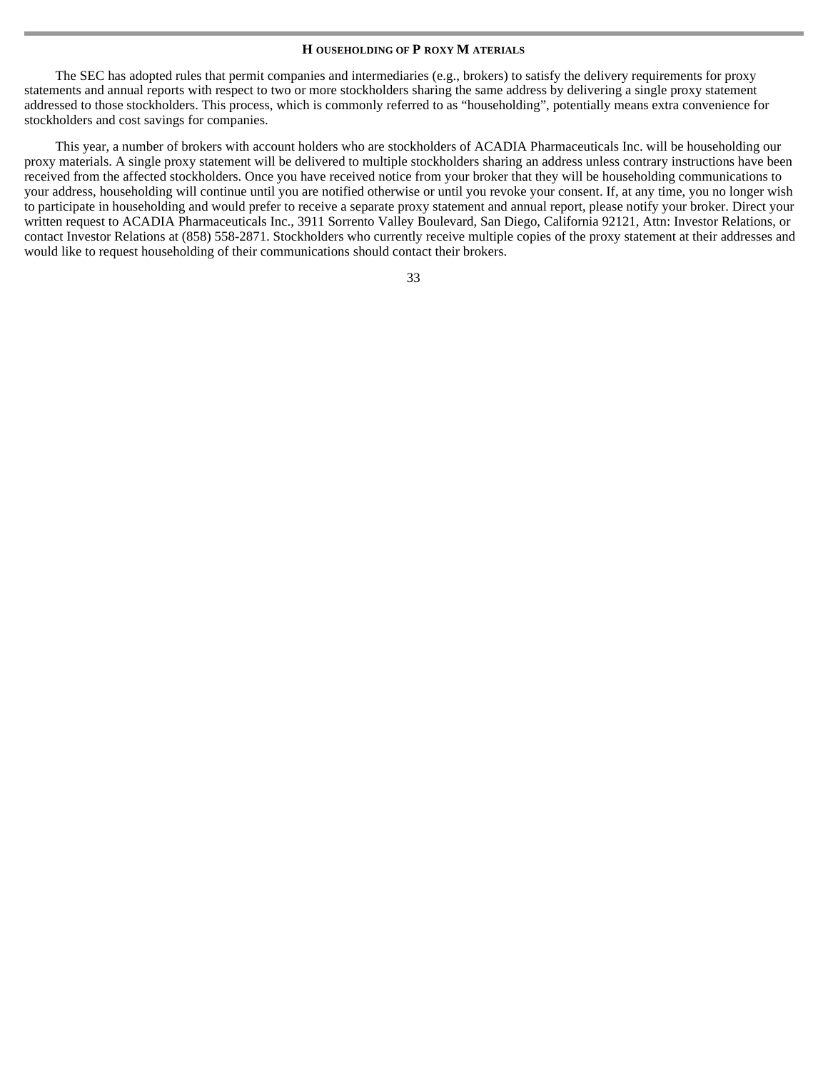## HOUSEHOLDING OF PROXY MATERIALS

The SEC has adopted rules that permit companies and intermediaries (e.g., brokers) to satisfy the delivery requirements for proxy statements and annual reports with respect to two or more stockholders sharing the same address by delivering a single proxy statement addressed to those stockholders. This process, which is commonly referred to as "householding", potentially means extra convenience for stockholders and cost savings for companies.

This year, a number of brokers with account holders who are stockholders of ACADIA Pharmaceuticals Inc. will be householding our proxy materials. A single proxy statement will be delivered to multiple stockholders sharing an address unless contrary instructions have been received from the affected stockholders. Once you have received notice from your broker that they will be householding communications to your address, householding will continue until you are notified otherwise or until you revoke your consent. If, at any time, you no longer wish to participate in householding and would prefer to receive a separate proxy statement and annual report, please notify your broker. Direct your written request to ACADIA Pharmaceuticals Inc., 3911 Sorrento Valley Boulevard, San Diego, California 92121, Attn: Investor Relations, or contact Investor Relations at (858) 558-2871. Stockholders who currently receive multiple copies of the proxy statement at their addresses and would like to request householding of their communications should contact their brokers.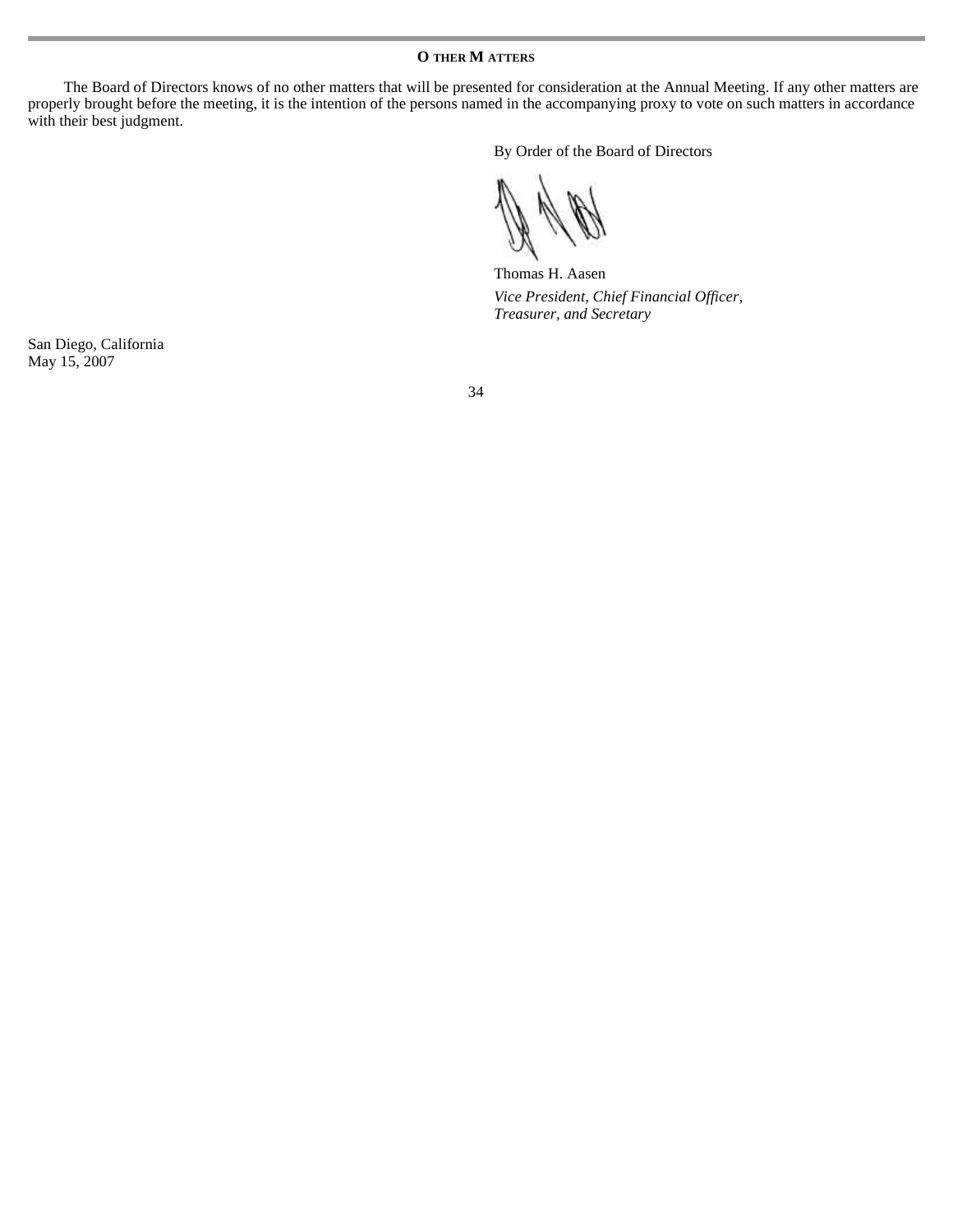## OTHER MATTERS

The Board of Directors knows of no other matters that will be presented for consideration at the Annual Meeting. If any other matters are properly brought before the meeting, it is the intention of the persons named in the accompanying proxy to vote on such matters in accordance with their best judgment.

By Order of the Board of Directors

Thomas H. Aasen
*Vice President, Chief Financial Officer, Treasurer, and Secretary*

San Diego, California
May 15, 2007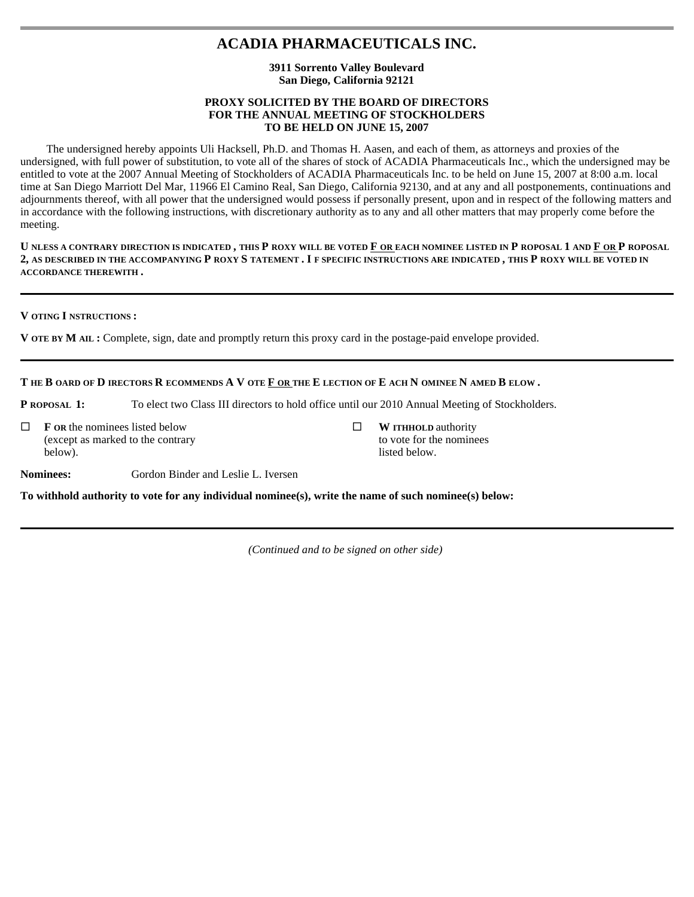# ACADIA PHARMACEUTICALS INC.

**3911 Sorrento Valley Boulevard**
**San Diego, California 92121**

**PROXY SOLICITED BY THE BOARD OF DIRECTORS**
**FOR THE ANNUAL MEETING OF STOCKHOLDERS**
**TO BE HELD ON JUNE 15, 2007**

The undersigned hereby appoints Uli Hacksell, Ph.D. and Thomas H. Aasen, and each of them, as attorneys and proxies of the undersigned, with full power of substitution, to vote all of the shares of stock of ACADIA Pharmaceuticals Inc., which the undersigned may be entitled to vote at the 2007 Annual Meeting of Stockholders of ACADIA Pharmaceuticals Inc. to be held on June 15, 2007 at 8:00 a.m. local time at San Diego Marriott Del Mar, 11966 El Camino Real, San Diego, California 92130, and at any and all postponements, continuations and adjournments thereof, with all power that the undersigned would possess if personally present, upon and in respect of the following matters and in accordance with the following instructions, with discretionary authority as to any and all other matters that may properly come before the meeting.

**UNLESS A CONTRARY DIRECTION IS INDICATED, THIS PROXY WILL BE VOTED FOR EACH NOMINEE LISTED IN PROPOSAL 1 AND FOR PROPOSAL 2, AS DESCRIBED IN THE ACCOMPANYING PROXY STATEMENT. IF SPECIFIC INSTRUCTIONS ARE INDICATED, THIS PROXY WILL BE VOTED IN ACCORDANCE THEREWITH.**

---

**VOTING INSTRUCTIONS:**

**VOTE BY MAIL:** Complete, sign, date and promptly return this proxy card in the postage-paid envelope provided.

---

**THE BOARD OF DIRECTORS RECOMMENDS A VOTE FOR THE ELECTION OF EACH NOMINEE NAMED BELOW.**

**PROPOSAL 1:** To elect two Class III directors to hold office until our 2010 Annual Meeting of Stockholders.

☐ **FOR** the nominees listed below (except as marked to the contrary below).

☐ **WITHHOLD** authority to vote for the nominees listed below.

**Nominees:** Gordon Binder and Leslie L. Iversen

**To withhold authority to vote for any individual nominee(s), write the name of such nominee(s) below:**

---

*(Continued and to be signed on other side)*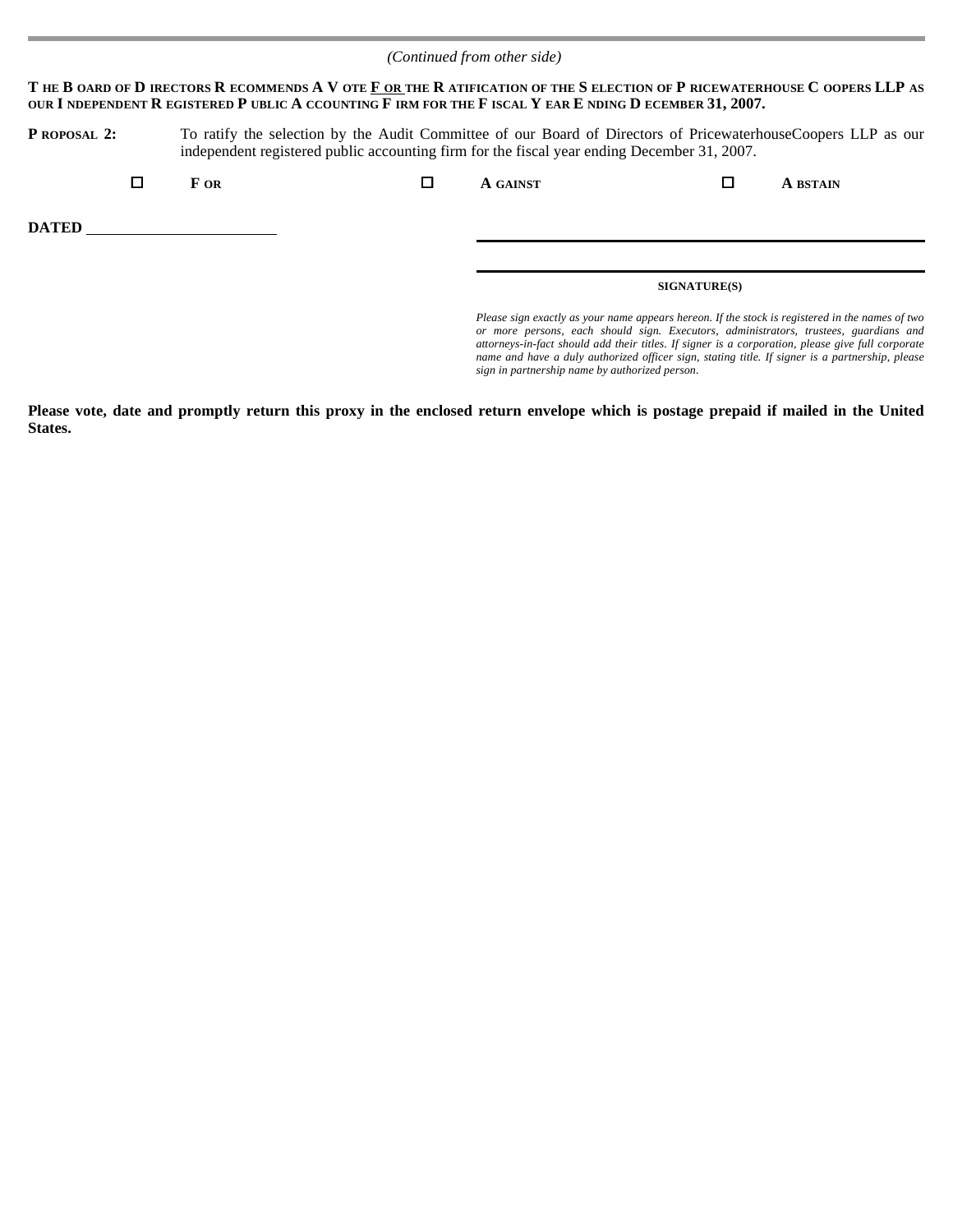*(Continued from other side)*

**THE BOARD OF DIRECTORS RECOMMENDS A VOTE FOR THE RATIFICATION OF THE SELECTION OF PRICEWATERHOUSECOOPERS LLP AS OUR INDEPENDENT REGISTERED PUBLIC ACCOUNTING FIRM FOR THE FISCAL YEAR ENDING DECEMBER 31, 2007.**

**PROPOSAL 2:** To ratify the selection by the Audit Committee of our Board of Directors of PricewaterhouseCoopers LLP as our independent registered public accounting firm for the fiscal year ending December 31, 2007.

☐ **FOR** ☐ **AGAINST** ☐ **ABSTAIN**

**DATED** ______________________

______________________________

______________________________

**SIGNATURE(S)**

*Please sign exactly as your name appears hereon. If the stock is registered in the names of two or more persons, each should sign. Executors, administrators, trustees, guardians and attorneys-in-fact should add their titles. If signer is a corporation, please give full corporate name and have a duly authorized officer sign, stating title. If signer is a partnership, please sign in partnership name by authorized person.*

**Please vote, date and promptly return this proxy in the enclosed return envelope which is postage prepaid if mailed in the United States.**